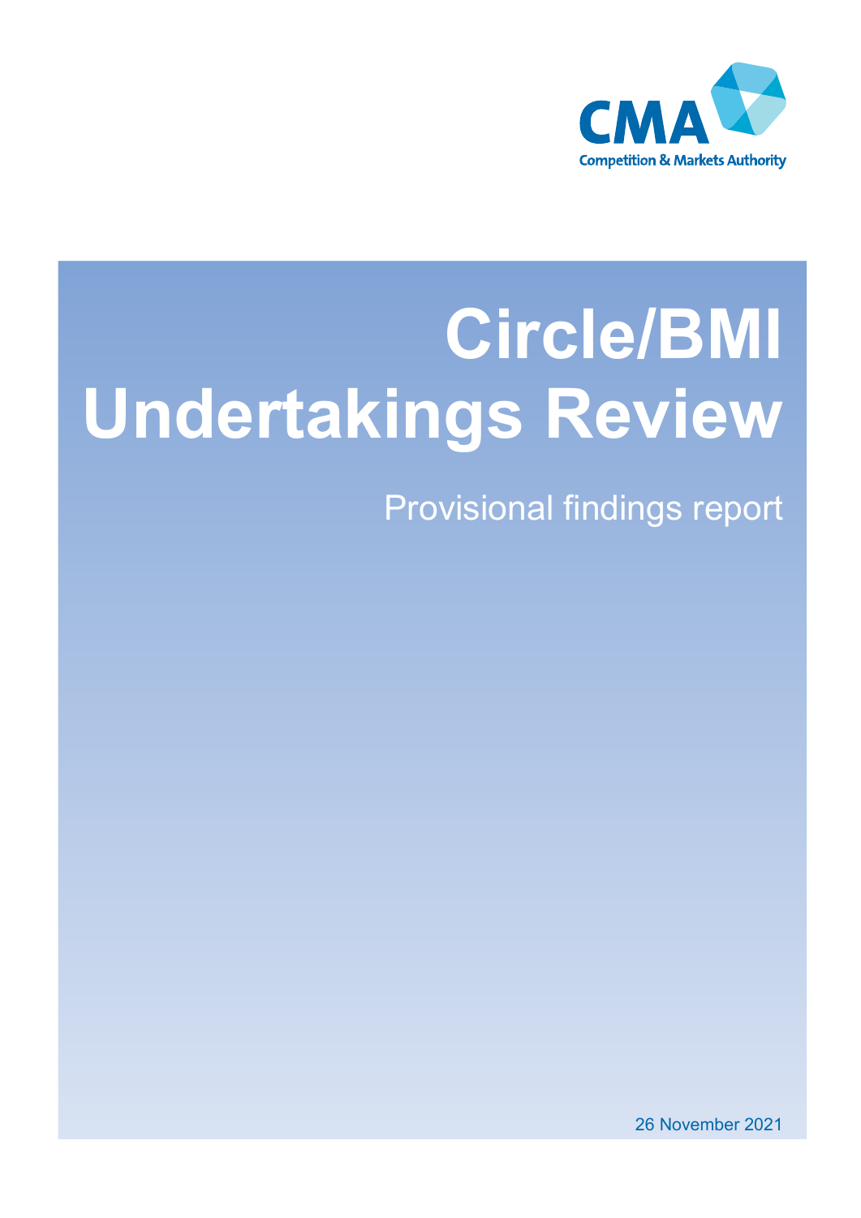CMA

Competition & Markets Authority

# Circle/BMI Undertakings Review

## Provisional findings report

26 November 2021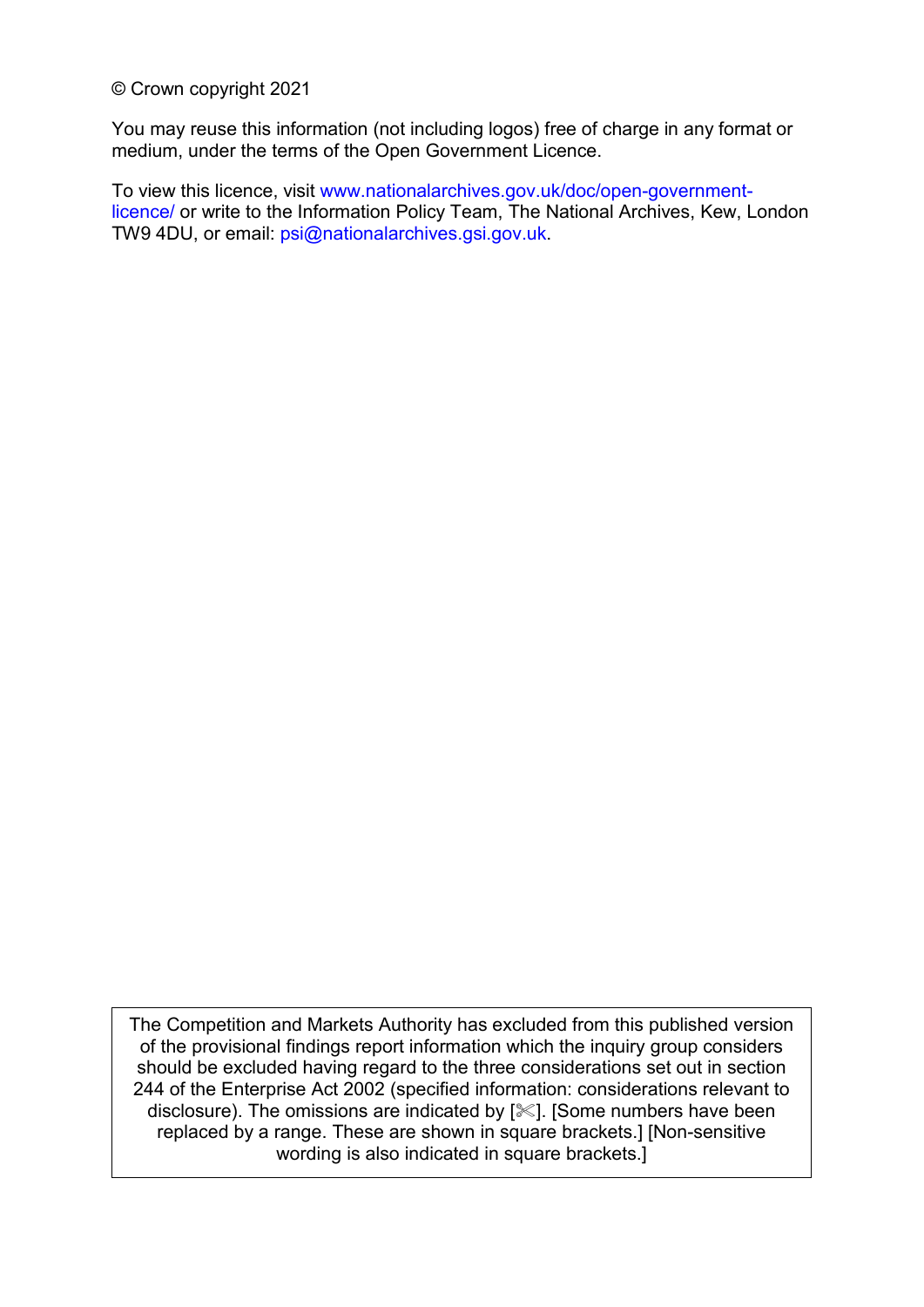© Crown copyright 2021

You may reuse this information (not including logos) free of charge in any format or medium, under the terms of the Open Government Licence.

To view this licence, visit www.nationalarchives.gov.uk/doc/open-government-licence/ or write to the Information Policy Team, The National Archives, Kew, London TW9 4DU, or email: psi@nationalarchives.gsi.gov.uk.

The Competition and Markets Authority has excluded from this published version of the provisional findings report information which the inquiry group considers should be excluded having regard to the three considerations set out in section 244 of the Enterprise Act 2002 (specified information: considerations relevant to disclosure). The omissions are indicated by [✂]. [Some numbers have been replaced by a range. These are shown in square brackets.] [Non-sensitive wording is also indicated in square brackets.]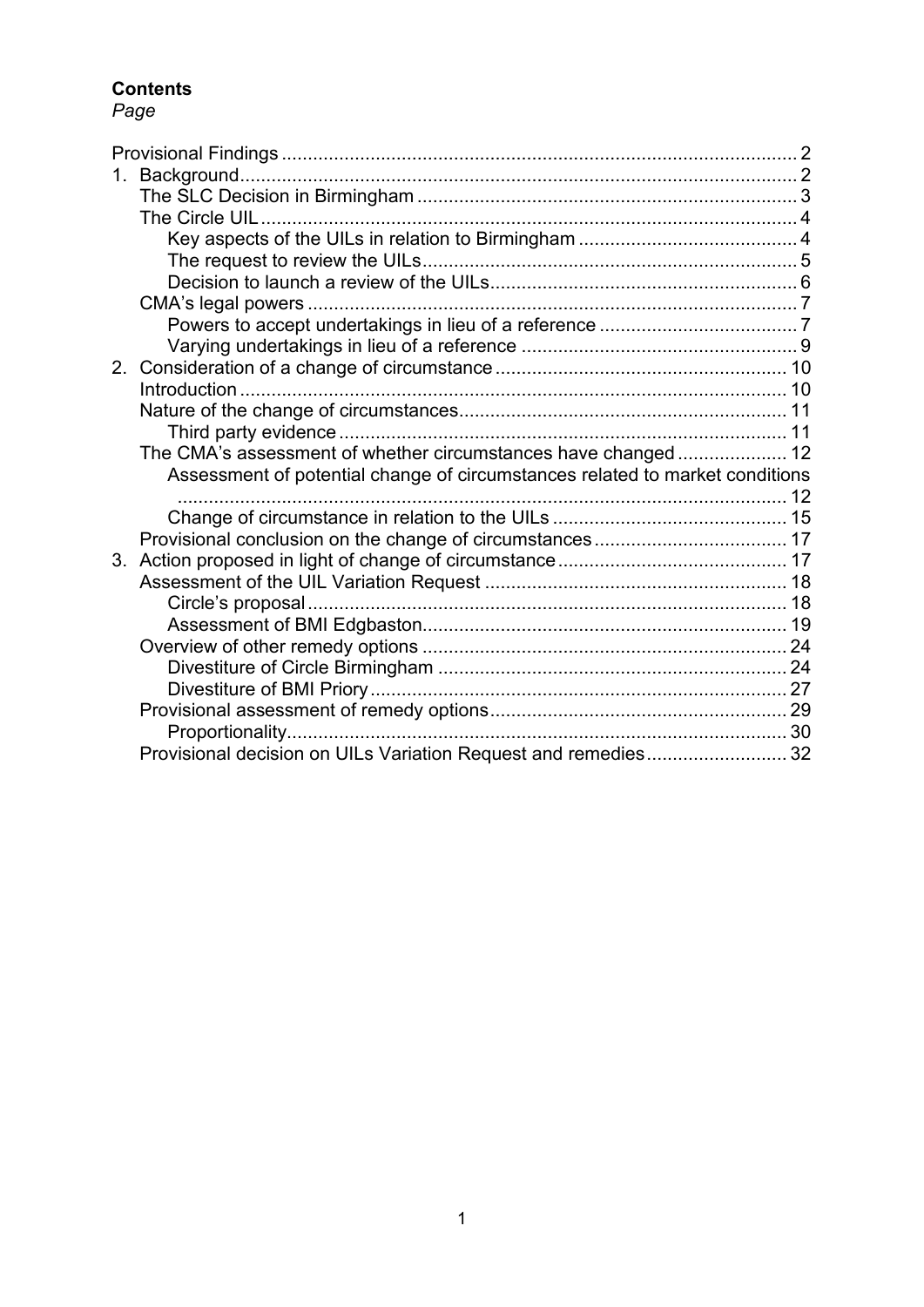**Contents**

*Page*

Provisional Findings ........................................................................................ 2
1. Background ................................................................................................ 2
    The SLC Decision in Birmingham ............................................................ 3
    The Circle UIL .......................................................................................... 4
        Key aspects of the UILs in relation to Birmingham .............................. 4
        The request to review the UILs ........................................................... 5
        Decision to launch a review of the UILs .............................................. 6
    CMA's legal powers ................................................................................. 7
        Powers to accept undertakings in lieu of a reference ......................... 7
        Varying undertakings in lieu of a reference ........................................ 9
2. Consideration of a change of circumstance ........................................... 10
    Introduction ............................................................................................ 10
    Nature of the change of circumstances .................................................. 11
        Third party evidence .......................................................................... 11
    The CMA's assessment of whether circumstances have changed ........ 12
        Assessment of potential change of circumstances related to market conditions ........................................................................................................ 12
        Change of circumstance in relation to the UILs ................................. 15
    Provisional conclusion on the change of circumstances ........................ 17
3. Action proposed in light of change of circumstance ............................... 17
    Assessment of the UIL Variation Request .............................................. 18
        Circle's proposal ................................................................................ 18
        Assessment of BMI Edgbaston .......................................................... 19
    Overview of other remedy options ......................................................... 24
        Divestiture of Circle Birmingham ....................................................... 24
        Divestiture of BMI Priory .................................................................... 27
    Provisional assessment of remedy options ............................................ 29
        Proportionality .................................................................................... 30
    Provisional decision on UILs Variation Request and remedies .............. 32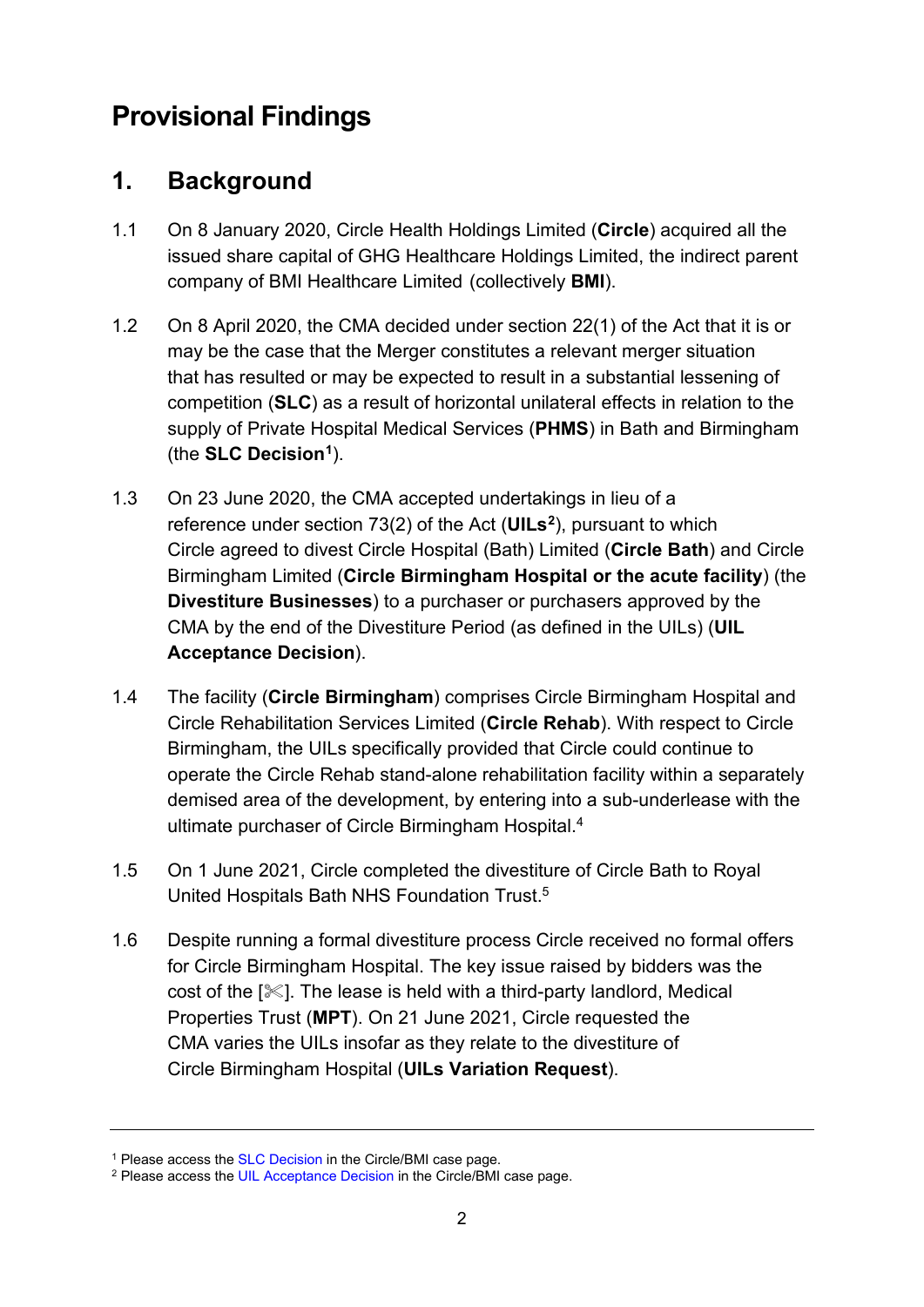# Provisional Findings

## 1. Background

1.1 On 8 January 2020, Circle Health Holdings Limited (**Circle**) acquired all the issued share capital of GHG Healthcare Holdings Limited, the indirect parent company of BMI Healthcare Limited (collectively **BMI**).

1.2 On 8 April 2020, the CMA decided under section 22(1) of the Act that it is or may be the case that the Merger constitutes a relevant merger situation that has resulted or may be expected to result in a substantial lessening of competition (**SLC**) as a result of horizontal unilateral effects in relation to the supply of Private Hospital Medical Services (**PHMS**) in Bath and Birmingham (the **SLC Decision**[1]).

1.3 On 23 June 2020, the CMA accepted undertakings in lieu of a reference under section 73(2) of the Act (**UILs**[2]), pursuant to which Circle agreed to divest Circle Hospital (Bath) Limited (**Circle Bath**) and Circle Birmingham Limited (**Circle Birmingham Hospital or the acute facility**) (the **Divestiture Businesses**) to a purchaser or purchasers approved by the CMA by the end of the Divestiture Period (as defined in the UILs) (**UIL Acceptance Decision**).

1.4 The facility (**Circle Birmingham**) comprises Circle Birmingham Hospital and Circle Rehabilitation Services Limited (**Circle Rehab**). With respect to Circle Birmingham, the UILs specifically provided that Circle could continue to operate the Circle Rehab stand-alone rehabilitation facility within a separately demised area of the development, by entering into a sub-underlease with the ultimate purchaser of Circle Birmingham Hospital.[4]

1.5 On 1 June 2021, Circle completed the divestiture of Circle Bath to Royal United Hospitals Bath NHS Foundation Trust.[5]

1.6 Despite running a formal divestiture process Circle received no formal offers for Circle Birmingham Hospital. The key issue raised by bidders was the cost of the [✂]. The lease is held with a third-party landlord, Medical Properties Trust (**MPT**). On 21 June 2021, Circle requested the CMA varies the UILs insofar as they relate to the divestiture of Circle Birmingham Hospital (**UILs Variation Request**).

---

[1] Please access the SLC Decision in the Circle/BMI case page.

[2] Please access the UIL Acceptance Decision in the Circle/BMI case page.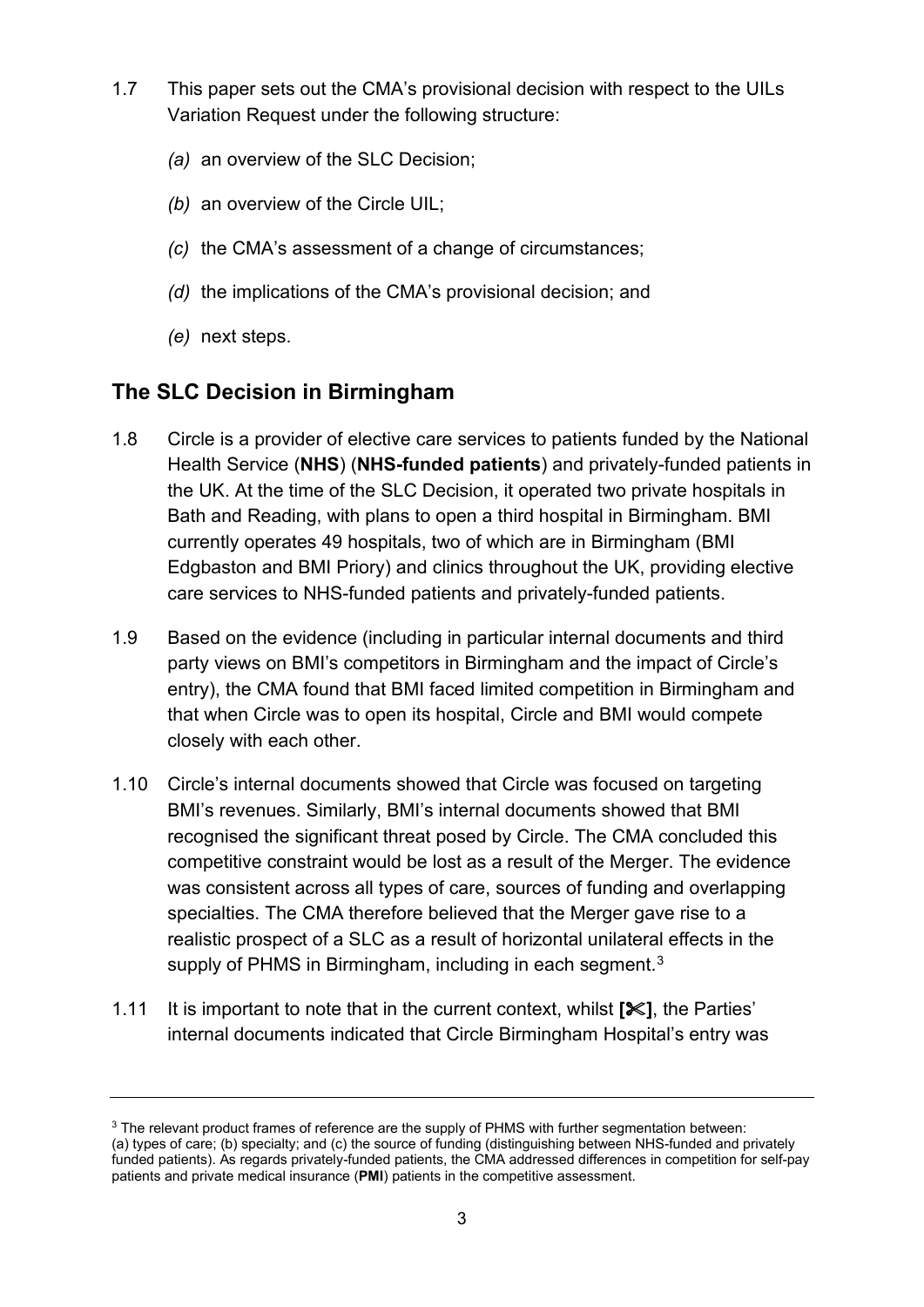1.7 This paper sets out the CMA's provisional decision with respect to the UILs Variation Request under the following structure:

*(a)* an overview of the SLC Decision;

*(b)* an overview of the Circle UIL;

*(c)* the CMA's assessment of a change of circumstances;

*(d)* the implications of the CMA's provisional decision; and

*(e)* next steps.

## The SLC Decision in Birmingham

1.8 Circle is a provider of elective care services to patients funded by the National Health Service (**NHS**) (**NHS-funded patients**) and privately-funded patients in the UK. At the time of the SLC Decision, it operated two private hospitals in Bath and Reading, with plans to open a third hospital in Birmingham. BMI currently operates 49 hospitals, two of which are in Birmingham (BMI Edgbaston and BMI Priory) and clinics throughout the UK, providing elective care services to NHS-funded patients and privately-funded patients.

1.9 Based on the evidence (including in particular internal documents and third party views on BMI's competitors in Birmingham and the impact of Circle's entry), the CMA found that BMI faced limited competition in Birmingham and that when Circle was to open its hospital, Circle and BMI would compete closely with each other.

1.10 Circle's internal documents showed that Circle was focused on targeting BMI's revenues. Similarly, BMI's internal documents showed that BMI recognised the significant threat posed by Circle. The CMA concluded this competitive constraint would be lost as a result of the Merger. The evidence was consistent across all types of care, sources of funding and overlapping specialties. The CMA therefore believed that the Merger gave rise to a realistic prospect of a SLC as a result of horizontal unilateral effects in the supply of PHMS in Birmingham, including in each segment.[3]

1.11 It is important to note that in the current context, whilst **[✂]**, the Parties' internal documents indicated that Circle Birmingham Hospital's entry was

---

[3] The relevant product frames of reference are the supply of PHMS with further segmentation between: (a) types of care; (b) specialty; and (c) the source of funding (distinguishing between NHS-funded and privately funded patients). As regards privately-funded patients, the CMA addressed differences in competition for self-pay patients and private medical insurance (**PMI**) patients in the competitive assessment.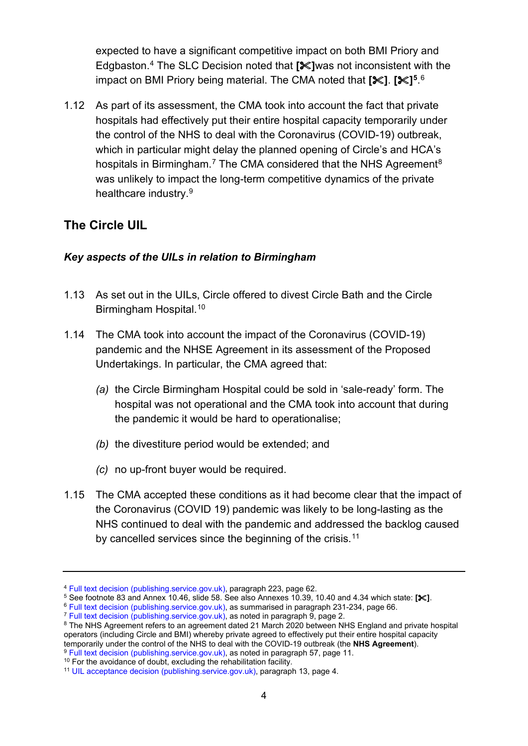expected to have a significant competitive impact on both BMI Priory and Edgbaston.[4] The SLC Decision noted that **[✂]**was not inconsistent with the impact on BMI Priory being material. The CMA noted that **[✂]**. **[✂][5]**.[6]

1.12 As part of its assessment, the CMA took into account the fact that private hospitals had effectively put their entire hospital capacity temporarily under the control of the NHS to deal with the Coronavirus (COVID-19) outbreak, which in particular might delay the planned opening of Circle's and HCA's hospitals in Birmingham.[7] The CMA considered that the NHS Agreement[8] was unlikely to impact the long-term competitive dynamics of the private healthcare industry.[9]

## The Circle UIL

### *Key aspects of the UILs in relation to Birmingham*

1.13 As set out in the UILs, Circle offered to divest Circle Bath and the Circle Birmingham Hospital.[10]

1.14 The CMA took into account the impact of the Coronavirus (COVID-19) pandemic and the NHSE Agreement in its assessment of the Proposed Undertakings. In particular, the CMA agreed that:

*(a)* the Circle Birmingham Hospital could be sold in 'sale-ready' form. The hospital was not operational and the CMA took into account that during the pandemic it would be hard to operationalise;

*(b)* the divestiture period would be extended; and

*(c)* no up-front buyer would be required.

1.15 The CMA accepted these conditions as it had become clear that the impact of the Coronavirus (COVID 19) pandemic was likely to be long-lasting as the NHS continued to deal with the pandemic and addressed the backlog caused by cancelled services since the beginning of the crisis.[11]

---

[4] Full text decision (publishing.service.gov.uk), paragraph 223, page 62.
[5] See footnote 83 and Annex 10.46, slide 58. See also Annexes 10.39, 10.40 and 4.34 which state: **[✂]**.
[6] Full text decision (publishing.service.gov.uk), as summarised in paragraph 231-234, page 66.
[7] Full text decision (publishing.service.gov.uk), as noted in paragraph 9, page 2.
[8] The NHS Agreement refers to an agreement dated 21 March 2020 between NHS England and private hospital operators (including Circle and BMI) whereby private agreed to effectively put their entire hospital capacity temporarily under the control of the NHS to deal with the COVID-19 outbreak (the **NHS Agreement**).
[9] Full text decision (publishing.service.gov.uk), as noted in paragraph 57, page 11.
[10] For the avoidance of doubt, excluding the rehabilitation facility.
[11] UIL acceptance decision (publishing.service.gov.uk), paragraph 13, page 4.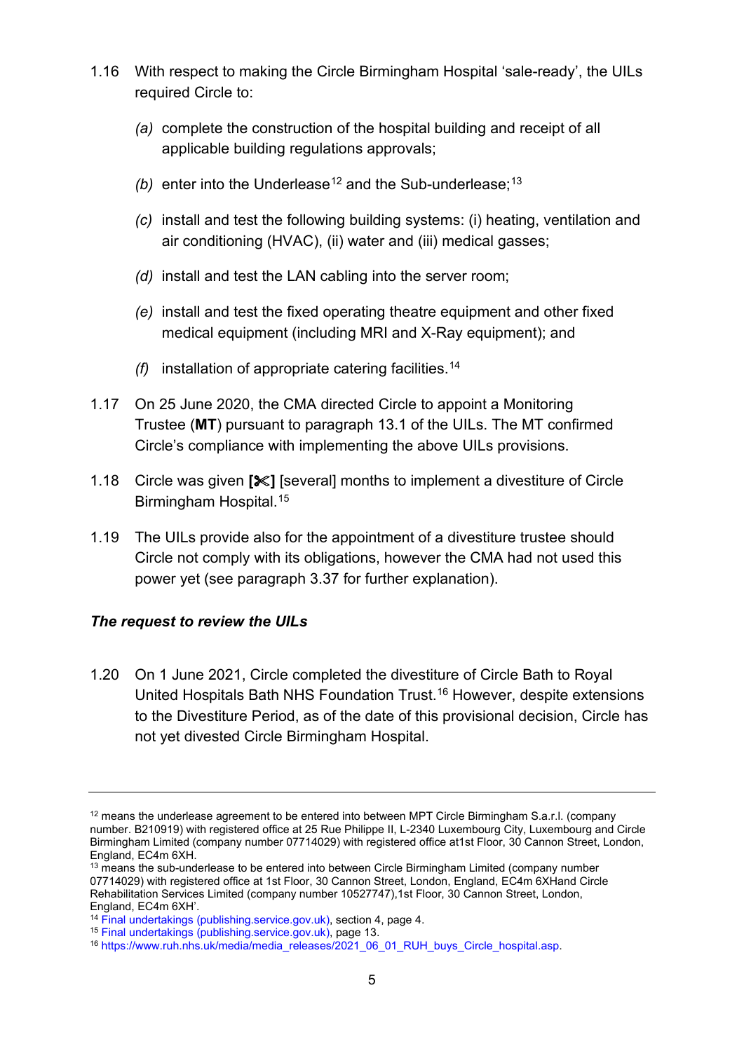1.16 With respect to making the Circle Birmingham Hospital 'sale-ready', the UILs required Circle to:

*(a)* complete the construction of the hospital building and receipt of all applicable building regulations approvals;

*(b)* enter into the Underlease[12] and the Sub-underlease;[13]

*(c)* install and test the following building systems: (i) heating, ventilation and air conditioning (HVAC), (ii) water and (iii) medical gasses;

*(d)* install and test the LAN cabling into the server room;

*(e)* install and test the fixed operating theatre equipment and other fixed medical equipment (including MRI and X-Ray equipment); and

*(f)* installation of appropriate catering facilities.[14]

1.17 On 25 June 2020, the CMA directed Circle to appoint a Monitoring Trustee (**MT**) pursuant to paragraph 13.1 of the UILs. The MT confirmed Circle's compliance with implementing the above UILs provisions.

1.18 Circle was given **[✂]** [several] months to implement a divestiture of Circle Birmingham Hospital.[15]

1.19 The UILs provide also for the appointment of a divestiture trustee should Circle not comply with its obligations, however the CMA had not used this power yet (see paragraph 3.37 for further explanation).

### *The request to review the UILs*

1.20 On 1 June 2021, Circle completed the divestiture of Circle Bath to Royal United Hospitals Bath NHS Foundation Trust.[16] However, despite extensions to the Divestiture Period, as of the date of this provisional decision, Circle has not yet divested Circle Birmingham Hospital.

---

[12] means the underlease agreement to be entered into between MPT Circle Birmingham S.a.r.l. (company number. B210919) with registered office at 25 Rue Philippe II, L-2340 Luxembourg City, Luxembourg and Circle Birmingham Limited (company number 07714029) with registered office at1st Floor, 30 Cannon Street, London, England, EC4m 6XH.

[13] means the sub-underlease to be entered into between Circle Birmingham Limited (company number 07714029) with registered office at 1st Floor, 30 Cannon Street, London, England, EC4m 6XHand Circle Rehabilitation Services Limited (company number 10527747),1st Floor, 30 Cannon Street, London, England, EC4m 6XH'.

[14] Final undertakings (publishing.service.gov.uk), section 4, page 4.

[15] Final undertakings (publishing.service.gov.uk), page 13.

[16] https://www.ruh.nhs.uk/media/media_releases/2021_06_01_RUH_buys_Circle_hospital.asp.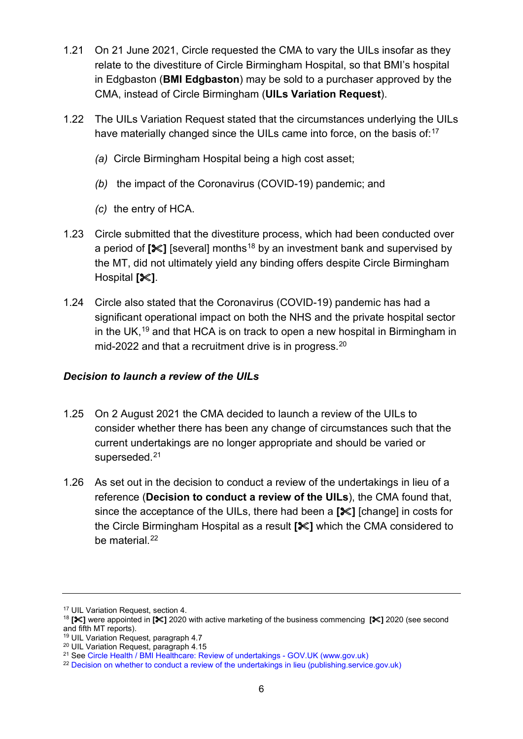1.21 On 21 June 2021, Circle requested the CMA to vary the UILs insofar as they relate to the divestiture of Circle Birmingham Hospital, so that BMI's hospital in Edgbaston (**BMI Edgbaston**) may be sold to a purchaser approved by the CMA, instead of Circle Birmingham (**UILs Variation Request**).

1.22 The UILs Variation Request stated that the circumstances underlying the UILs have materially changed since the UILs came into force, on the basis of:[17]

*(a)* Circle Birmingham Hospital being a high cost asset;

*(b)* the impact of the Coronavirus (COVID-19) pandemic; and

*(c)* the entry of HCA.

1.23 Circle submitted that the divestiture process, which had been conducted over a period of **[✂]** [several] months[18] by an investment bank and supervised by the MT, did not ultimately yield any binding offers despite Circle Birmingham Hospital **[✂]**.

1.24 Circle also stated that the Coronavirus (COVID-19) pandemic has had a significant operational impact on both the NHS and the private hospital sector in the UK,[19] and that HCA is on track to open a new hospital in Birmingham in mid-2022 and that a recruitment drive is in progress.[20]

### *Decision to launch a review of the UILs*

1.25 On 2 August 2021 the CMA decided to launch a review of the UILs to consider whether there has been any change of circumstances such that the current undertakings are no longer appropriate and should be varied or superseded.[21]

1.26 As set out in the decision to conduct a review of the undertakings in lieu of a reference (**Decision to conduct a review of the UILs**), the CMA found that, since the acceptance of the UILs, there had been a **[✂]** [change] in costs for the Circle Birmingham Hospital as a result **[✂]** which the CMA considered to be material.[22]

---

[17] UIL Variation Request, section 4.

[18] **[✂]** were appointed in **[✂]** 2020 with active marketing of the business commencing **[✂]** 2020 (see second and fifth MT reports).

[19] UIL Variation Request, paragraph 4.7

[20] UIL Variation Request, paragraph 4.15

[21] See Circle Health / BMI Healthcare: Review of undertakings - GOV.UK (www.gov.uk)

[22] Decision on whether to conduct a review of the undertakings in lieu (publishing.service.gov.uk)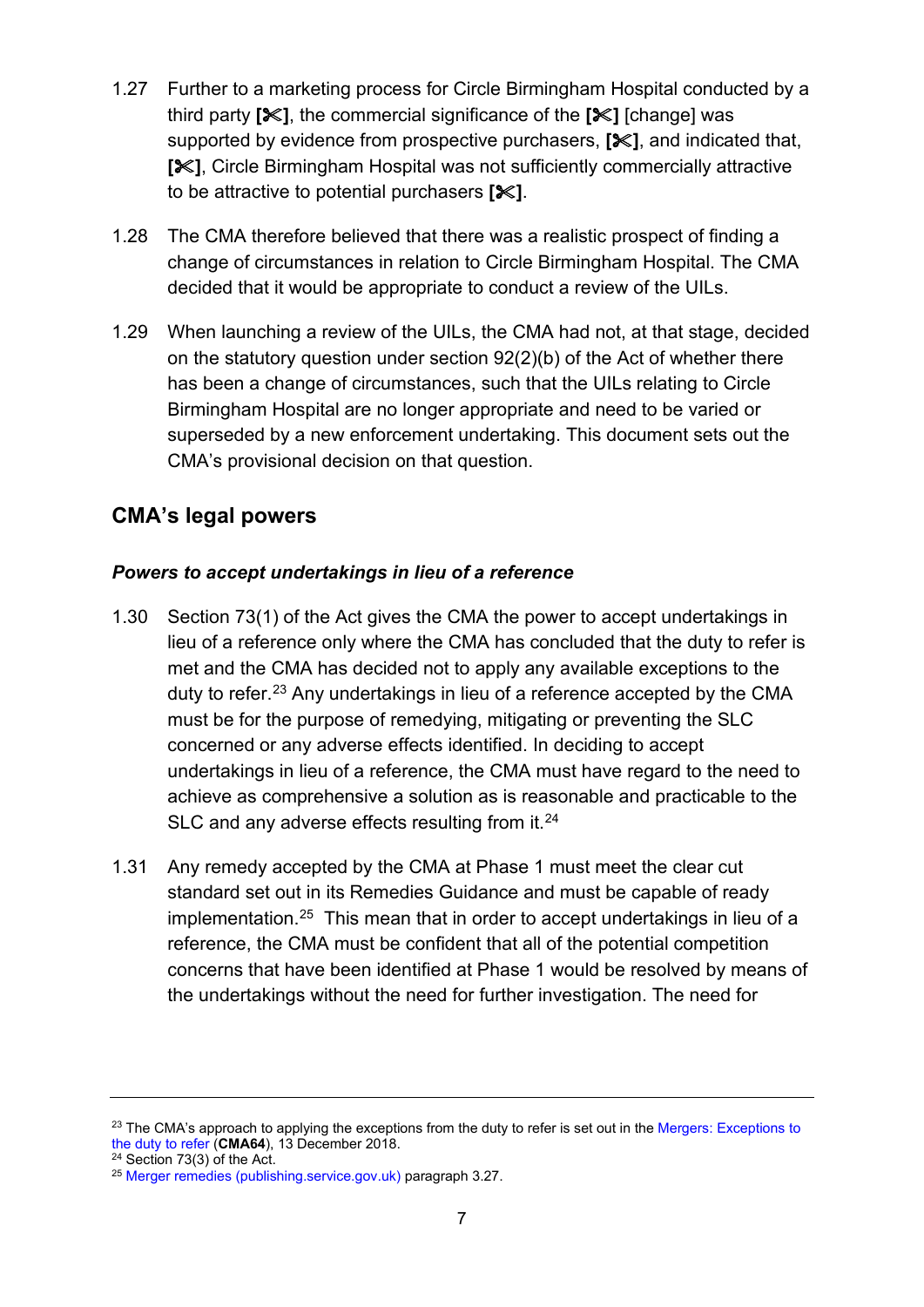1.27 Further to a marketing process for Circle Birmingham Hospital conducted by a third party **[✂]**, the commercial significance of the **[✂]** [change] was supported by evidence from prospective purchasers, **[✂]**, and indicated that, **[✂]**, Circle Birmingham Hospital was not sufficiently commercially attractive to be attractive to potential purchasers **[✂]**.

1.28 The CMA therefore believed that there was a realistic prospect of finding a change of circumstances in relation to Circle Birmingham Hospital. The CMA decided that it would be appropriate to conduct a review of the UILs.

1.29 When launching a review of the UILs, the CMA had not, at that stage, decided on the statutory question under section 92(2)(b) of the Act of whether there has been a change of circumstances, such that the UILs relating to Circle Birmingham Hospital are no longer appropriate and need to be varied or superseded by a new enforcement undertaking. This document sets out the CMA's provisional decision on that question.

## CMA's legal powers

### *Powers to accept undertakings in lieu of a reference*

1.30 Section 73(1) of the Act gives the CMA the power to accept undertakings in lieu of a reference only where the CMA has concluded that the duty to refer is met and the CMA has decided not to apply any available exceptions to the duty to refer.[23] Any undertakings in lieu of a reference accepted by the CMA must be for the purpose of remedying, mitigating or preventing the SLC concerned or any adverse effects identified. In deciding to accept undertakings in lieu of a reference, the CMA must have regard to the need to achieve as comprehensive a solution as is reasonable and practicable to the SLC and any adverse effects resulting from it.[24]

1.31 Any remedy accepted by the CMA at Phase 1 must meet the clear cut standard set out in its Remedies Guidance and must be capable of ready implementation.[25] This mean that in order to accept undertakings in lieu of a reference, the CMA must be confident that all of the potential competition concerns that have been identified at Phase 1 would be resolved by means of the undertakings without the need for further investigation. The need for

---

[23] The CMA's approach to applying the exceptions from the duty to refer is set out in the Mergers: Exceptions to the duty to refer (**CMA64**), 13 December 2018.

[24] Section 73(3) of the Act.

[25] Merger remedies (publishing.service.gov.uk) paragraph 3.27.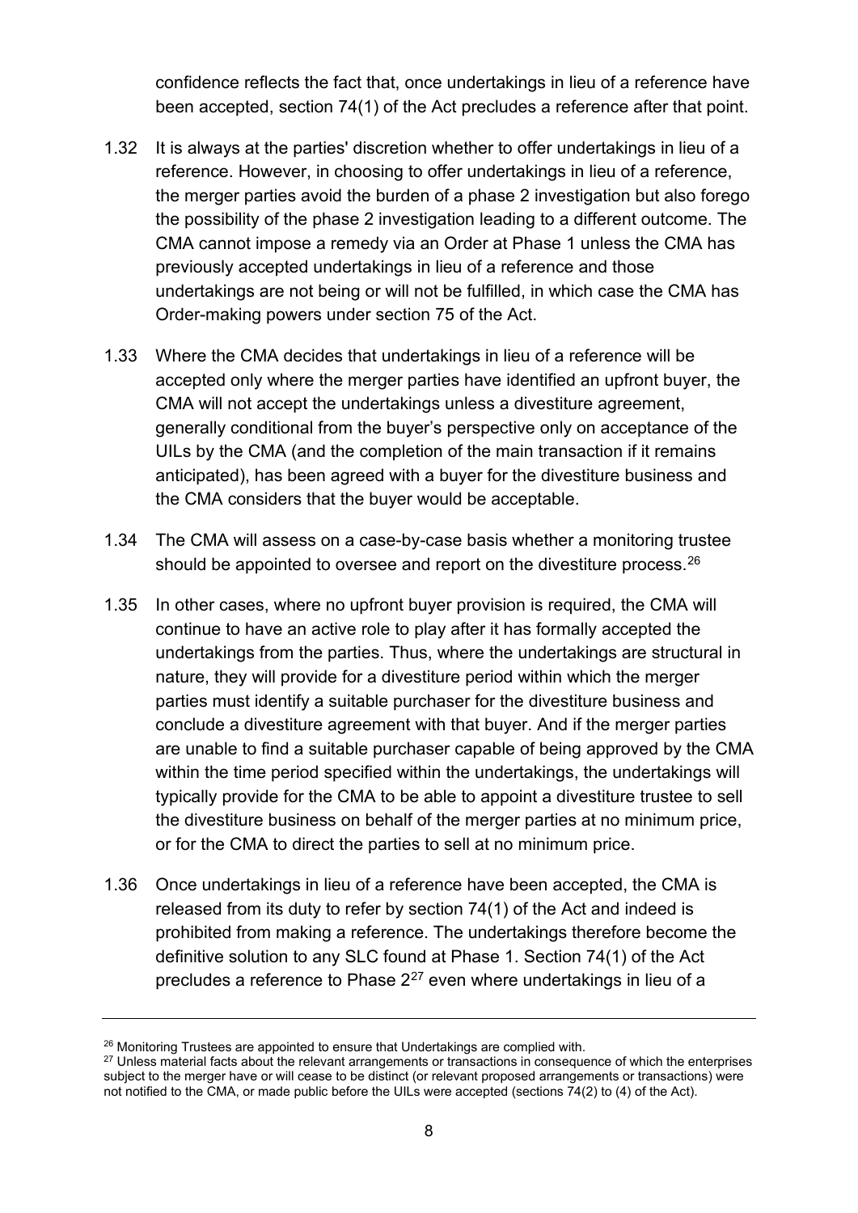confidence reflects the fact that, once undertakings in lieu of a reference have been accepted, section 74(1) of the Act precludes a reference after that point.

1.32 It is always at the parties' discretion whether to offer undertakings in lieu of a reference. However, in choosing to offer undertakings in lieu of a reference, the merger parties avoid the burden of a phase 2 investigation but also forego the possibility of the phase 2 investigation leading to a different outcome. The CMA cannot impose a remedy via an Order at Phase 1 unless the CMA has previously accepted undertakings in lieu of a reference and those undertakings are not being or will not be fulfilled, in which case the CMA has Order-making powers under section 75 of the Act.

1.33 Where the CMA decides that undertakings in lieu of a reference will be accepted only where the merger parties have identified an upfront buyer, the CMA will not accept the undertakings unless a divestiture agreement, generally conditional from the buyer's perspective only on acceptance of the UILs by the CMA (and the completion of the main transaction if it remains anticipated), has been agreed with a buyer for the divestiture business and the CMA considers that the buyer would be acceptable.

1.34 The CMA will assess on a case-by-case basis whether a monitoring trustee should be appointed to oversee and report on the divestiture process.[26]

1.35 In other cases, where no upfront buyer provision is required, the CMA will continue to have an active role to play after it has formally accepted the undertakings from the parties. Thus, where the undertakings are structural in nature, they will provide for a divestiture period within which the merger parties must identify a suitable purchaser for the divestiture business and conclude a divestiture agreement with that buyer. And if the merger parties are unable to find a suitable purchaser capable of being approved by the CMA within the time period specified within the undertakings, the undertakings will typically provide for the CMA to be able to appoint a divestiture trustee to sell the divestiture business on behalf of the merger parties at no minimum price, or for the CMA to direct the parties to sell at no minimum price.

1.36 Once undertakings in lieu of a reference have been accepted, the CMA is released from its duty to refer by section 74(1) of the Act and indeed is prohibited from making a reference. The undertakings therefore become the definitive solution to any SLC found at Phase 1. Section 74(1) of the Act precludes a reference to Phase 2[27] even where undertakings in lieu of a

---

[26] Monitoring Trustees are appointed to ensure that Undertakings are complied with.

[27] Unless material facts about the relevant arrangements or transactions in consequence of which the enterprises subject to the merger have or will cease to be distinct (or relevant proposed arrangements or transactions) were not notified to the CMA, or made public before the UILs were accepted (sections 74(2) to (4) of the Act).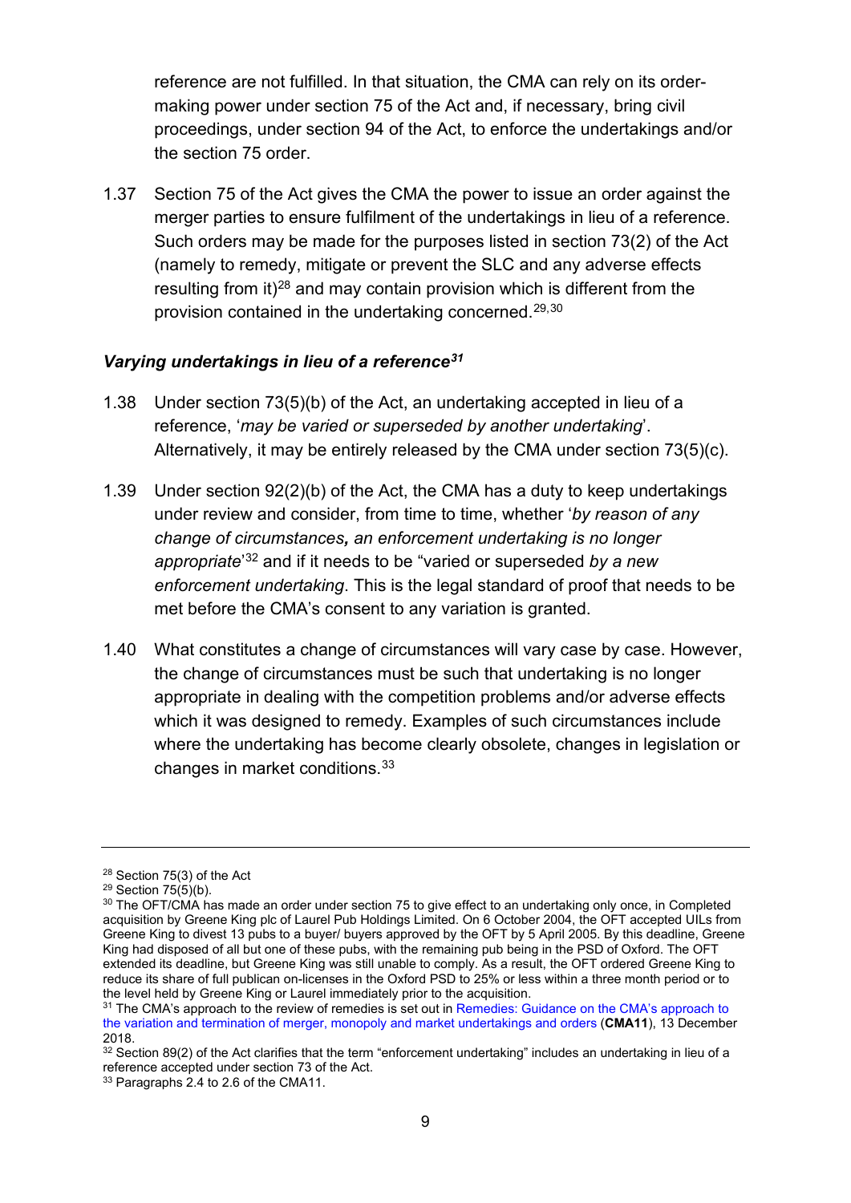reference are not fulfilled. In that situation, the CMA can rely on its order-making power under section 75 of the Act and, if necessary, bring civil proceedings, under section 94 of the Act, to enforce the undertakings and/or the section 75 order.

1.37 Section 75 of the Act gives the CMA the power to issue an order against the merger parties to ensure fulfilment of the undertakings in lieu of a reference. Such orders may be made for the purposes listed in section 73(2) of the Act (namely to remedy, mitigate or prevent the SLC and any adverse effects resulting from it)[28] and may contain provision which is different from the provision contained in the undertaking concerned.[29,30]

### *Varying undertakings in lieu of a reference[31]*

1.38 Under section 73(5)(b) of the Act, an undertaking accepted in lieu of a reference, '*may be varied or superseded by another undertaking*'. Alternatively, it may be entirely released by the CMA under section 73(5)(c).

1.39 Under section 92(2)(b) of the Act, the CMA has a duty to keep undertakings under review and consider, from time to time, whether '*by reason of any change of circumstances, an enforcement undertaking is no longer appropriate*'[32] and if it needs to be "varied or superseded *by a new enforcement undertaking*. This is the legal standard of proof that needs to be met before the CMA's consent to any variation is granted.

1.40 What constitutes a change of circumstances will vary case by case. However, the change of circumstances must be such that undertaking is no longer appropriate in dealing with the competition problems and/or adverse effects which it was designed to remedy. Examples of such circumstances include where the undertaking has become clearly obsolete, changes in legislation or changes in market conditions.[33]

---

[28] Section 75(3) of the Act

[29] Section 75(5)(b).

[30] The OFT/CMA has made an order under section 75 to give effect to an undertaking only once, in Completed acquisition by Greene King plc of Laurel Pub Holdings Limited. On 6 October 2004, the OFT accepted UILs from Greene King to divest 13 pubs to a buyer/ buyers approved by the OFT by 5 April 2005. By this deadline, Greene King had disposed of all but one of these pubs, with the remaining pub being in the PSD of Oxford. The OFT extended its deadline, but Greene King was still unable to comply. As a result, the OFT ordered Greene King to reduce its share of full publican on-licenses in the Oxford PSD to 25% or less within a three month period or to the level held by Greene King or Laurel immediately prior to the acquisition.

[31] The CMA's approach to the review of remedies is set out in Remedies: Guidance on the CMA's approach to the variation and termination of merger, monopoly and market undertakings and orders (**CMA11**), 13 December 2018.

[32] Section 89(2) of the Act clarifies that the term "enforcement undertaking" includes an undertaking in lieu of a reference accepted under section 73 of the Act.

[33] Paragraphs 2.4 to 2.6 of the CMA11.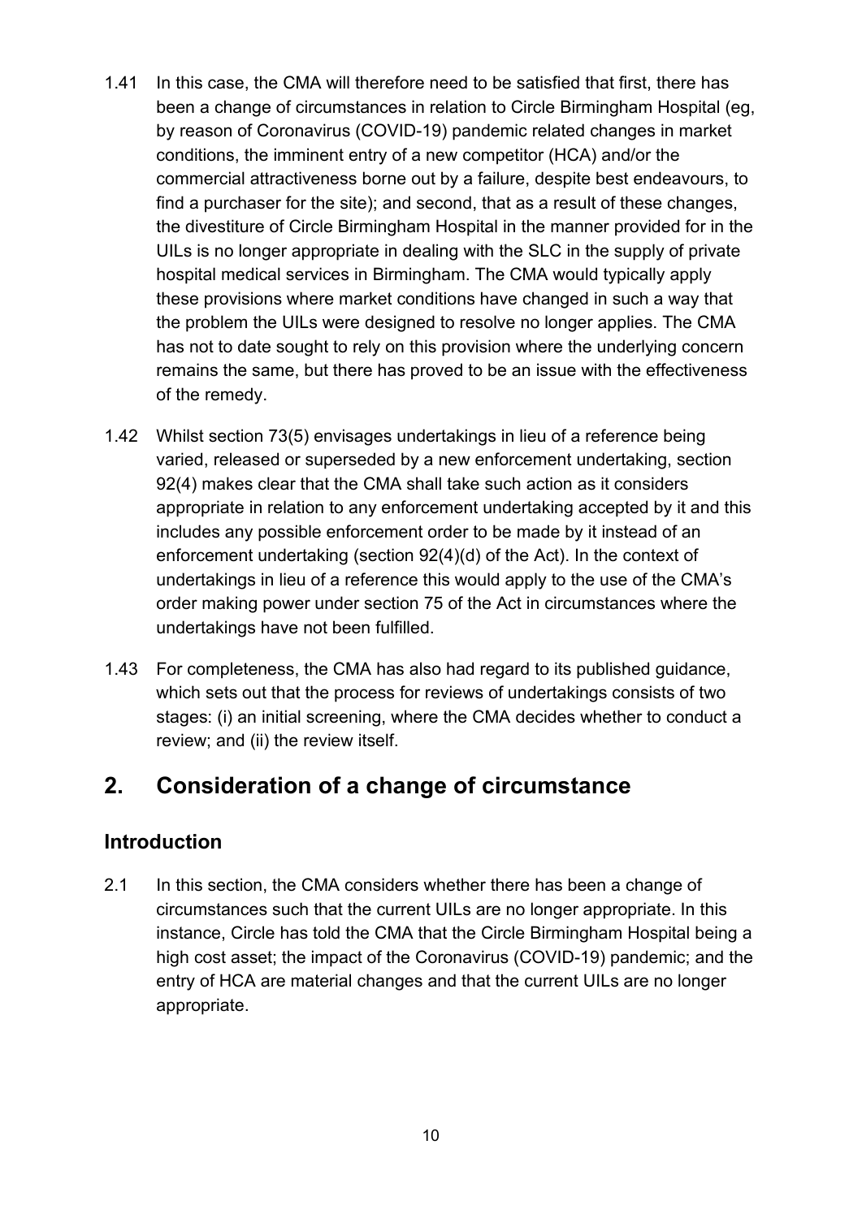1.41 In this case, the CMA will therefore need to be satisfied that first, there has been a change of circumstances in relation to Circle Birmingham Hospital (eg, by reason of Coronavirus (COVID-19) pandemic related changes in market conditions, the imminent entry of a new competitor (HCA) and/or the commercial attractiveness borne out by a failure, despite best endeavours, to find a purchaser for the site); and second, that as a result of these changes, the divestiture of Circle Birmingham Hospital in the manner provided for in the UILs is no longer appropriate in dealing with the SLC in the supply of private hospital medical services in Birmingham. The CMA would typically apply these provisions where market conditions have changed in such a way that the problem the UILs were designed to resolve no longer applies. The CMA has not to date sought to rely on this provision where the underlying concern remains the same, but there has proved to be an issue with the effectiveness of the remedy.

1.42 Whilst section 73(5) envisages undertakings in lieu of a reference being varied, released or superseded by a new enforcement undertaking, section 92(4) makes clear that the CMA shall take such action as it considers appropriate in relation to any enforcement undertaking accepted by it and this includes any possible enforcement order to be made by it instead of an enforcement undertaking (section 92(4)(d) of the Act). In the context of undertakings in lieu of a reference this would apply to the use of the CMA's order making power under section 75 of the Act in circumstances where the undertakings have not been fulfilled.

1.43 For completeness, the CMA has also had regard to its published guidance, which sets out that the process for reviews of undertakings consists of two stages: (i) an initial screening, where the CMA decides whether to conduct a review; and (ii) the review itself.

## 2. Consideration of a change of circumstance

### Introduction

2.1 In this section, the CMA considers whether there has been a change of circumstances such that the current UILs are no longer appropriate. In this instance, Circle has told the CMA that the Circle Birmingham Hospital being a high cost asset; the impact of the Coronavirus (COVID-19) pandemic; and the entry of HCA are material changes and that the current UILs are no longer appropriate.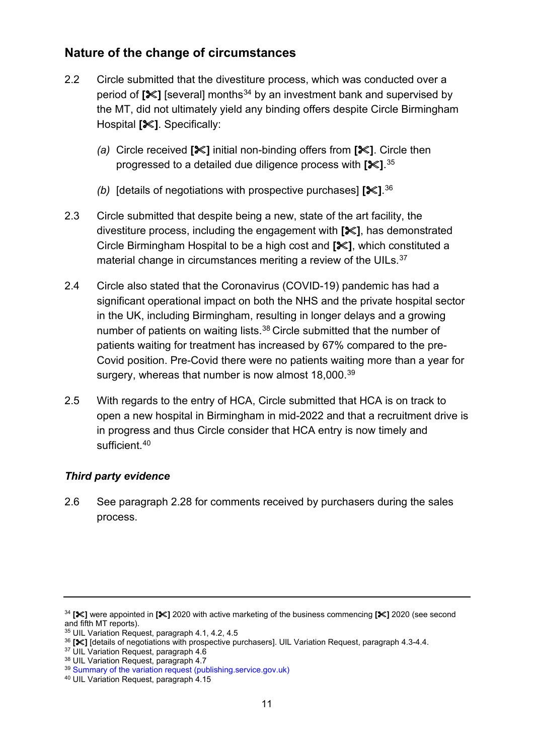## Nature of the change of circumstances

2.2 Circle submitted that the divestiture process, which was conducted over a period of **[✂]** [several] months[34] by an investment bank and supervised by the MT, did not ultimately yield any binding offers despite Circle Birmingham Hospital **[✂]**. Specifically:

  *(a)* Circle received **[✂]** initial non-binding offers from **[✂]**. Circle then progressed to a detailed due diligence process with **[✂]**.[35]

  *(b)* [details of negotiations with prospective purchases] **[✂]**.[36]

2.3 Circle submitted that despite being a new, state of the art facility, the divestiture process, including the engagement with **[✂]**, has demonstrated Circle Birmingham Hospital to be a high cost and **[✂]**, which constituted a material change in circumstances meriting a review of the UILs.[37]

2.4 Circle also stated that the Coronavirus (COVID-19) pandemic has had a significant operational impact on both the NHS and the private hospital sector in the UK, including Birmingham, resulting in longer delays and a growing number of patients on waiting lists.[38] Circle submitted that the number of patients waiting for treatment has increased by 67% compared to the pre-Covid position. Pre-Covid there were no patients waiting more than a year for surgery, whereas that number is now almost 18,000.[39]

2.5 With regards to the entry of HCA, Circle submitted that HCA is on track to open a new hospital in Birmingham in mid-2022 and that a recruitment drive is in progress and thus Circle consider that HCA entry is now timely and sufficient.[40]

### *Third party evidence*

2.6 See paragraph 2.28 for comments received by purchasers during the sales process.

---

[34] **[✂]** were appointed in **[✂]** 2020 with active marketing of the business commencing **[✂]** 2020 (see second and fifth MT reports).

[35] UIL Variation Request, paragraph 4.1, 4.2, 4.5

[36] **[✂]** [details of negotiations with prospective purchasers]. UIL Variation Request, paragraph 4.3-4.4.

[37] UIL Variation Request, paragraph 4.6

[38] UIL Variation Request, paragraph 4.7

[39] Summary of the variation request (publishing.service.gov.uk)

[40] UIL Variation Request, paragraph 4.15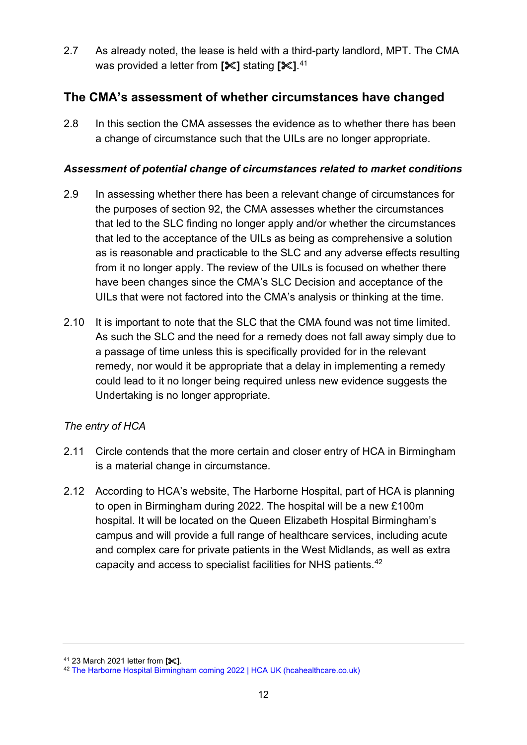2.7 As already noted, the lease is held with a third-party landlord, MPT. The CMA was provided a letter from **[✂]** stating **[✂]**.[41]

## The CMA's assessment of whether circumstances have changed

2.8 In this section the CMA assesses the evidence as to whether there has been a change of circumstance such that the UILs are no longer appropriate.

### *Assessment of potential change of circumstances related to market conditions*

2.9 In assessing whether there has been a relevant change of circumstances for the purposes of section 92, the CMA assesses whether the circumstances that led to the SLC finding no longer apply and/or whether the circumstances that led to the acceptance of the UILs as being as comprehensive a solution as is reasonable and practicable to the SLC and any adverse effects resulting from it no longer apply. The review of the UILs is focused on whether there have been changes since the CMA's SLC Decision and acceptance of the UILs that were not factored into the CMA's analysis or thinking at the time.

2.10 It is important to note that the SLC that the CMA found was not time limited. As such the SLC and the need for a remedy does not fall away simply due to a passage of time unless this is specifically provided for in the relevant remedy, nor would it be appropriate that a delay in implementing a remedy could lead to it no longer being required unless new evidence suggests the Undertaking is no longer appropriate.

*The entry of HCA*

2.11 Circle contends that the more certain and closer entry of HCA in Birmingham is a material change in circumstance.

2.12 According to HCA's website, The Harborne Hospital, part of HCA is planning to open in Birmingham during 2022. The hospital will be a new £100m hospital. It will be located on the Queen Elizabeth Hospital Birmingham's campus and will provide a full range of healthcare services, including acute and complex care for private patients in the West Midlands, as well as extra capacity and access to specialist facilities for NHS patients.[42]

---

[41] 23 March 2021 letter from **[✂]**.

[42] The Harborne Hospital Birmingham coming 2022 | HCA UK (hcahealthcare.co.uk)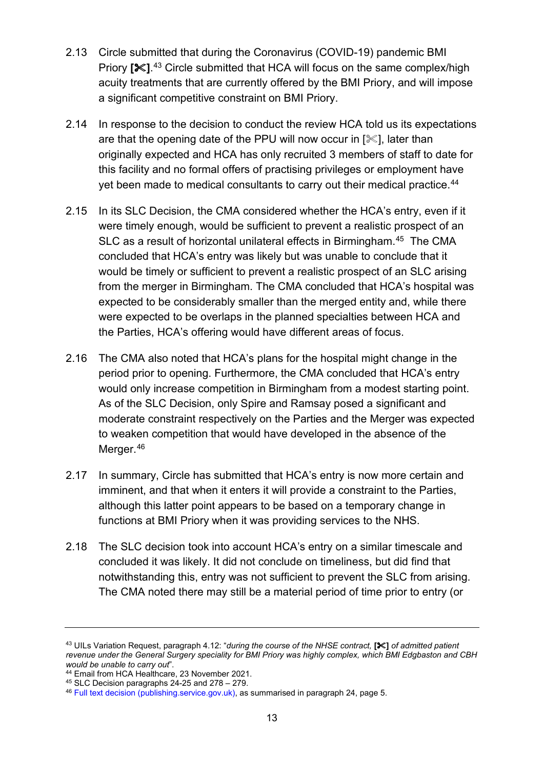2.13 Circle submitted that during the Coronavirus (COVID-19) pandemic BMI Priory **[✂]**.[43] Circle submitted that HCA will focus on the same complex/high acuity treatments that are currently offered by the BMI Priory, and will impose a significant competitive constraint on BMI Priory.

2.14 In response to the decision to conduct the review HCA told us its expectations are that the opening date of the PPU will now occur in [✂], later than originally expected and HCA has only recruited 3 members of staff to date for this facility and no formal offers of practising privileges or employment have yet been made to medical consultants to carry out their medical practice.[44]

2.15 In its SLC Decision, the CMA considered whether the HCA's entry, even if it were timely enough, would be sufficient to prevent a realistic prospect of an SLC as a result of horizontal unilateral effects in Birmingham.[45] The CMA concluded that HCA's entry was likely but was unable to conclude that it would be timely or sufficient to prevent a realistic prospect of an SLC arising from the merger in Birmingham. The CMA concluded that HCA's hospital was expected to be considerably smaller than the merged entity and, while there were expected to be overlaps in the planned specialties between HCA and the Parties, HCA's offering would have different areas of focus.

2.16 The CMA also noted that HCA's plans for the hospital might change in the period prior to opening. Furthermore, the CMA concluded that HCA's entry would only increase competition in Birmingham from a modest starting point. As of the SLC Decision, only Spire and Ramsay posed a significant and moderate constraint respectively on the Parties and the Merger was expected to weaken competition that would have developed in the absence of the Merger.[46]

2.17 In summary, Circle has submitted that HCA's entry is now more certain and imminent, and that when it enters it will provide a constraint to the Parties, although this latter point appears to be based on a temporary change in functions at BMI Priory when it was providing services to the NHS.

2.18 The SLC decision took into account HCA's entry on a similar timescale and concluded it was likely. It did not conclude on timeliness, but did find that notwithstanding this, entry was not sufficient to prevent the SLC from arising. The CMA noted there may still be a material period of time prior to entry (or

---

[43] UILs Variation Request, paragraph 4.12: "*during the course of the NHSE contract,* **[✂]** *of admitted patient revenue under the General Surgery speciality for BMI Priory was highly complex, which BMI Edgbaston and CBH would be unable to carry out*".

[44] Email from HCA Healthcare, 23 November 2021.

[45] SLC Decision paragraphs 24-25 and 278 – 279.

[46] Full text decision (publishing.service.gov.uk), as summarised in paragraph 24, page 5.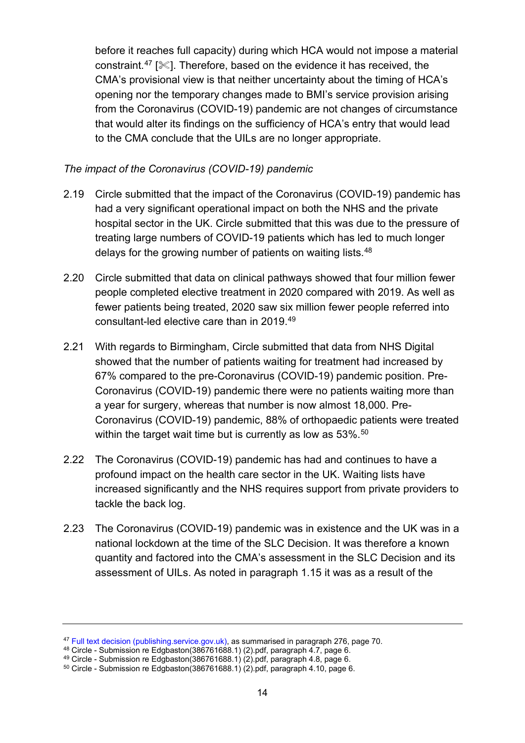before it reaches full capacity) during which HCA would not impose a material constraint.[47] [✂]. Therefore, based on the evidence it has received, the CMA's provisional view is that neither uncertainty about the timing of HCA's opening nor the temporary changes made to BMI's service provision arising from the Coronavirus (COVID-19) pandemic are not changes of circumstance that would alter its findings on the sufficiency of HCA's entry that would lead to the CMA conclude that the UILs are no longer appropriate.

*The impact of the Coronavirus (COVID-19) pandemic*

2.19 Circle submitted that the impact of the Coronavirus (COVID-19) pandemic has had a very significant operational impact on both the NHS and the private hospital sector in the UK. Circle submitted that this was due to the pressure of treating large numbers of COVID-19 patients which has led to much longer delays for the growing number of patients on waiting lists.[48]

2.20 Circle submitted that data on clinical pathways showed that four million fewer people completed elective treatment in 2020 compared with 2019. As well as fewer patients being treated, 2020 saw six million fewer people referred into consultant-led elective care than in 2019.[49]

2.21 With regards to Birmingham, Circle submitted that data from NHS Digital showed that the number of patients waiting for treatment had increased by 67% compared to the pre-Coronavirus (COVID-19) pandemic position. Pre-Coronavirus (COVID-19) pandemic there were no patients waiting more than a year for surgery, whereas that number is now almost 18,000. Pre-Coronavirus (COVID-19) pandemic, 88% of orthopaedic patients were treated within the target wait time but is currently as low as 53%.[50]

2.22 The Coronavirus (COVID-19) pandemic has had and continues to have a profound impact on the health care sector in the UK. Waiting lists have increased significantly and the NHS requires support from private providers to tackle the back log.

2.23 The Coronavirus (COVID-19) pandemic was in existence and the UK was in a national lockdown at the time of the SLC Decision. It was therefore a known quantity and factored into the CMA's assessment in the SLC Decision and its assessment of UILs. As noted in paragraph 1.15 it was as a result of the

---

[47] Full text decision (publishing.service.gov.uk), as summarised in paragraph 276, page 70.

[48] Circle - Submission re Edgbaston(386761688.1) (2).pdf, paragraph 4.7, page 6.

[49] Circle - Submission re Edgbaston(386761688.1) (2).pdf, paragraph 4.8, page 6.

[50] Circle - Submission re Edgbaston(386761688.1) (2).pdf, paragraph 4.10, page 6.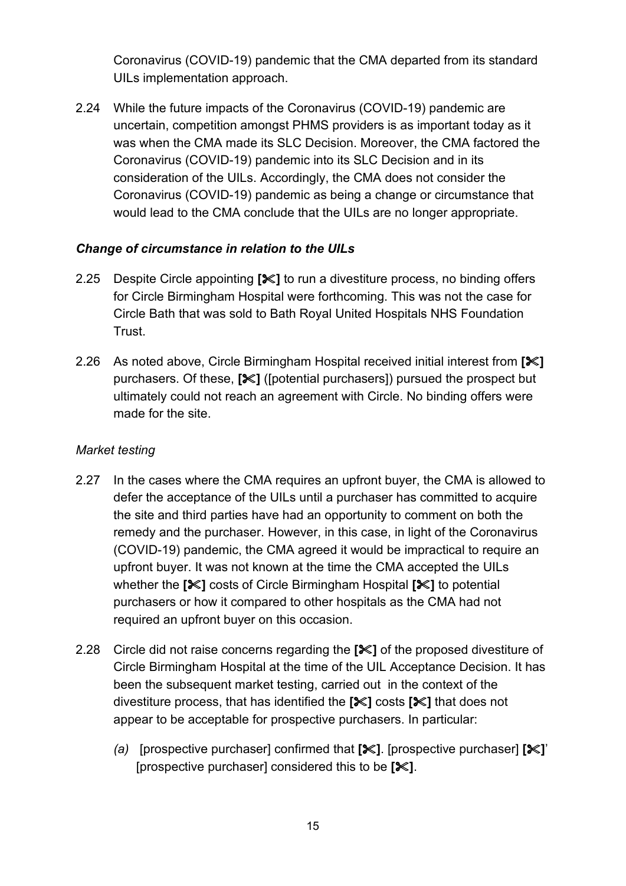Coronavirus (COVID-19) pandemic that the CMA departed from its standard UILs implementation approach.

2.24 While the future impacts of the Coronavirus (COVID-19) pandemic are uncertain, competition amongst PHMS providers is as important today as it was when the CMA made its SLC Decision. Moreover, the CMA factored the Coronavirus (COVID-19) pandemic into its SLC Decision and in its consideration of the UILs. Accordingly, the CMA does not consider the Coronavirus (COVID-19) pandemic as being a change or circumstance that would lead to the CMA conclude that the UILs are no longer appropriate.

### *Change of circumstance in relation to the UILs*

2.25 Despite Circle appointing **[✂]** to run a divestiture process, no binding offers for Circle Birmingham Hospital were forthcoming. This was not the case for Circle Bath that was sold to Bath Royal United Hospitals NHS Foundation Trust.

2.26 As noted above, Circle Birmingham Hospital received initial interest from **[✂]** purchasers. Of these, **[✂]** ([potential purchasers]) pursued the prospect but ultimately could not reach an agreement with Circle. No binding offers were made for the site.

#### *Market testing*

2.27 In the cases where the CMA requires an upfront buyer, the CMA is allowed to defer the acceptance of the UILs until a purchaser has committed to acquire the site and third parties have had an opportunity to comment on both the remedy and the purchaser. However, in this case, in light of the Coronavirus (COVID-19) pandemic, the CMA agreed it would be impractical to require an upfront buyer. It was not known at the time the CMA accepted the UILs whether the **[✂]** costs of Circle Birmingham Hospital **[✂]** to potential purchasers or how it compared to other hospitals as the CMA had not required an upfront buyer on this occasion.

2.28 Circle did not raise concerns regarding the **[✂]** of the proposed divestiture of Circle Birmingham Hospital at the time of the UIL Acceptance Decision. It has been the subsequent market testing, carried out in the context of the divestiture process, that has identified the **[✂]** costs **[✂]** that does not appear to be acceptable for prospective purchasers. In particular:

*(a)* [prospective purchaser] confirmed that **[✂]**. [prospective purchaser] **[✂]**' [prospective purchaser] considered this to be **[✂]**.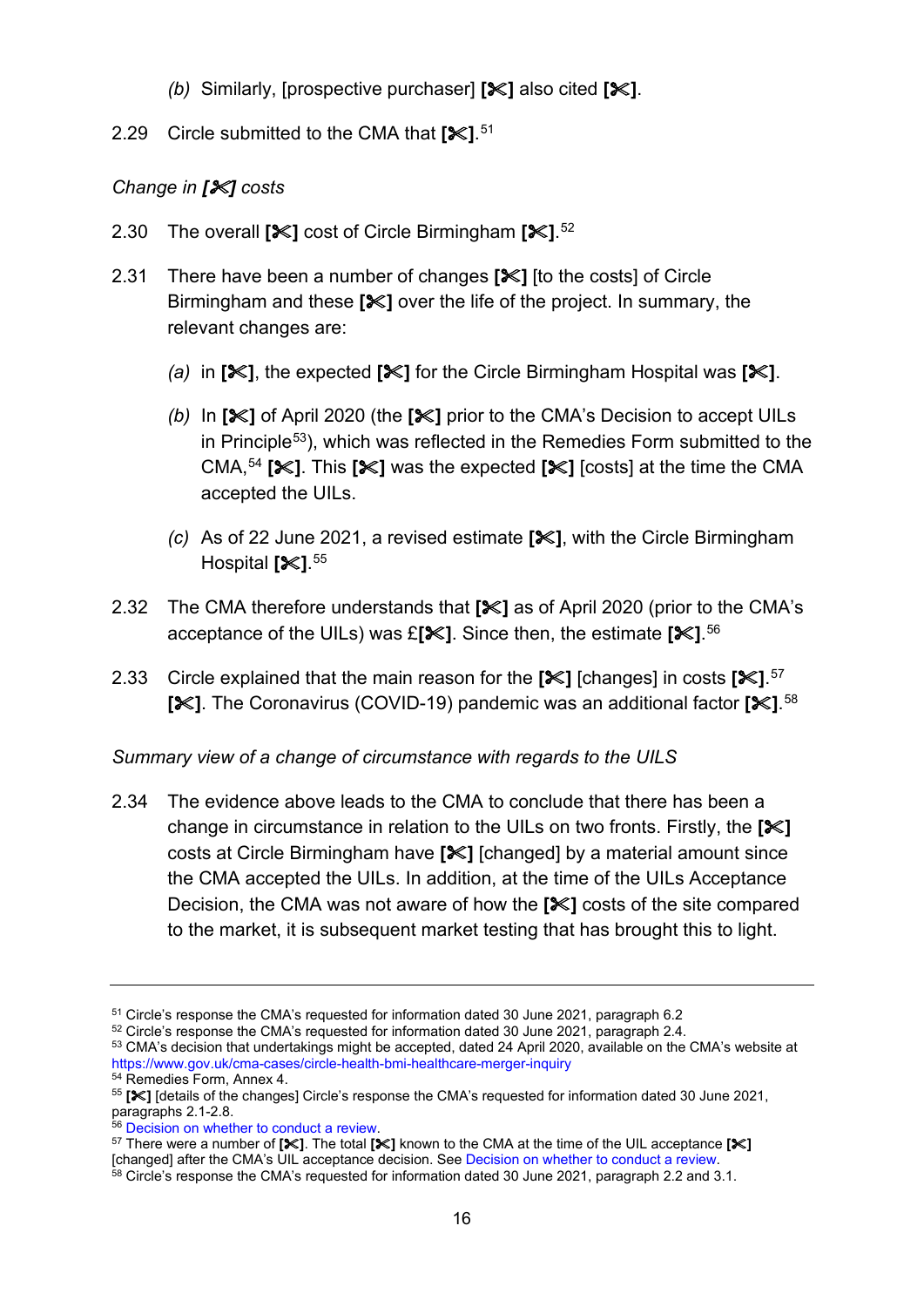(b) Similarly, [prospective purchaser] **[✂]** also cited **[✂]**.

2.29 Circle submitted to the CMA that **[✂]**.[51]

*Change in [✂] costs*

2.30 The overall **[✂]** cost of Circle Birmingham **[✂]**.[52]

2.31 There have been a number of changes **[✂]** [to the costs] of Circle Birmingham and these **[✂]** over the life of the project. In summary, the relevant changes are:

   (a) in **[✂]**, the expected **[✂]** for the Circle Birmingham Hospital was **[✂]**.

   (b) In **[✂]** of April 2020 (the **[✂]** prior to the CMA's Decision to accept UILs in Principle[53]), which was reflected in the Remedies Form submitted to the CMA,[54] **[✂]**. This **[✂]** was the expected **[✂]** [costs] at the time the CMA accepted the UILs.

   (c) As of 22 June 2021, a revised estimate **[✂]**, with the Circle Birmingham Hospital **[✂]**.[55]

2.32 The CMA therefore understands that **[✂]** as of April 2020 (prior to the CMA's acceptance of the UILs) was £**[✂]**. Since then, the estimate **[✂]**.[56]

2.33 Circle explained that the main reason for the **[✂]** [changes] in costs **[✂]**.[57] **[✂]**. The Coronavirus (COVID-19) pandemic was an additional factor **[✂]**.[58]

*Summary view of a change of circumstance with regards to the UILS*

2.34 The evidence above leads to the CMA to conclude that there has been a change in circumstance in relation to the UILs on two fronts. Firstly, the **[✂]** costs at Circle Birmingham have **[✂]** [changed] by a material amount since the CMA accepted the UILs. In addition, at the time of the UILs Acceptance Decision, the CMA was not aware of how the **[✂]** costs of the site compared to the market, it is subsequent market testing that has brought this to light.

---

[51] Circle's response the CMA's requested for information dated 30 June 2021, paragraph 6.2

[52] Circle's response the CMA's requested for information dated 30 June 2021, paragraph 2.4.

[53] CMA's decision that undertakings might be accepted, dated 24 April 2020, available on the CMA's website at https://www.gov.uk/cma-cases/circle-health-bmi-healthcare-merger-inquiry

[54] Remedies Form, Annex 4.

[55] **[✂]** [details of the changes] Circle's response the CMA's requested for information dated 30 June 2021, paragraphs 2.1-2.8.

[56] Decision on whether to conduct a review.

[57] There were a number of **[✂]**. The total **[✂]** known to the CMA at the time of the UIL acceptance **[✂]** [changed] after the CMA's UIL acceptance decision. See Decision on whether to conduct a review.

[58] Circle's response the CMA's requested for information dated 30 June 2021, paragraph 2.2 and 3.1.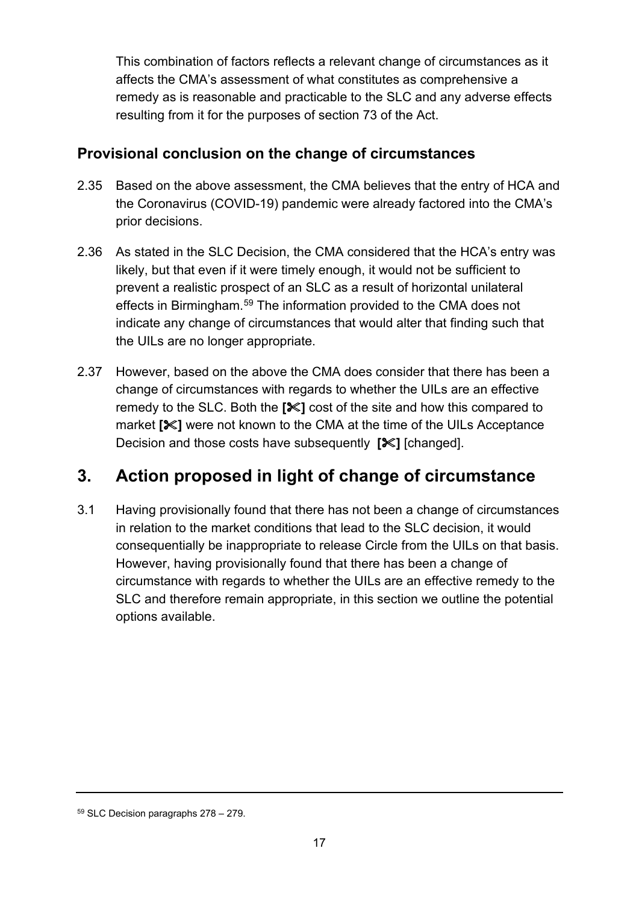This combination of factors reflects a relevant change of circumstances as it affects the CMA's assessment of what constitutes as comprehensive a remedy as is reasonable and practicable to the SLC and any adverse effects resulting from it for the purposes of section 73 of the Act.

### Provisional conclusion on the change of circumstances

2.35 Based on the above assessment, the CMA believes that the entry of HCA and the Coronavirus (COVID-19) pandemic were already factored into the CMA's prior decisions.

2.36 As stated in the SLC Decision, the CMA considered that the HCA's entry was likely, but that even if it were timely enough, it would not be sufficient to prevent a realistic prospect of an SLC as a result of horizontal unilateral effects in Birmingham.[59] The information provided to the CMA does not indicate any change of circumstances that would alter that finding such that the UILs are no longer appropriate.

2.37 However, based on the above the CMA does consider that there has been a change of circumstances with regards to whether the UILs are an effective remedy to the SLC. Both the **[✂]** cost of the site and how this compared to market **[✂]** were not known to the CMA at the time of the UILs Acceptance Decision and those costs have subsequently **[✂]** [changed].

## 3. Action proposed in light of change of circumstance

3.1 Having provisionally found that there has not been a change of circumstances in relation to the market conditions that lead to the SLC decision, it would consequentially be inappropriate to release Circle from the UILs on that basis. However, having provisionally found that there has been a change of circumstance with regards to whether the UILs are an effective remedy to the SLC and therefore remain appropriate, in this section we outline the potential options available.

[59] SLC Decision paragraphs 278 – 279.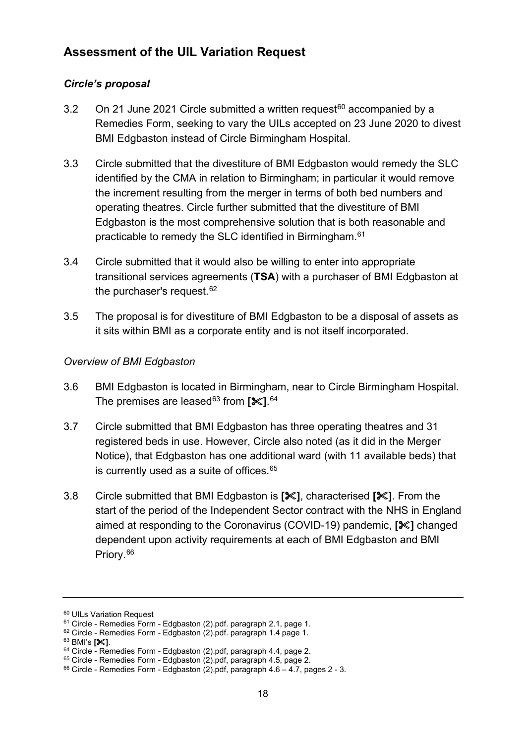## Assessment of the UIL Variation Request

### *Circle's proposal*

3.2 On 21 June 2021 Circle submitted a written request[60] accompanied by a Remedies Form, seeking to vary the UILs accepted on 23 June 2020 to divest BMI Edgbaston instead of Circle Birmingham Hospital.

3.3 Circle submitted that the divestiture of BMI Edgbaston would remedy the SLC identified by the CMA in relation to Birmingham; in particular it would remove the increment resulting from the merger in terms of both bed numbers and operating theatres. Circle further submitted that the divestiture of BMI Edgbaston is the most comprehensive solution that is both reasonable and practicable to remedy the SLC identified in Birmingham.[61]

3.4 Circle submitted that it would also be willing to enter into appropriate transitional services agreements (**TSA**) with a purchaser of BMI Edgbaston at the purchaser's request.[62]

3.5 The proposal is for divestiture of BMI Edgbaston to be a disposal of assets as it sits within BMI as a corporate entity and is not itself incorporated.

*Overview of BMI Edgbaston*

3.6 BMI Edgbaston is located in Birmingham, near to Circle Birmingham Hospital. The premises are leased[63] from **[✂]**.[64]

3.7 Circle submitted that BMI Edgbaston has three operating theatres and 31 registered beds in use. However, Circle also noted (as it did in the Merger Notice), that Edgbaston has one additional ward (with 11 available beds) that is currently used as a suite of offices.[65]

3.8 Circle submitted that BMI Edgbaston is **[✂]**, characterised **[✂]**. From the start of the period of the Independent Sector contract with the NHS in England aimed at responding to the Coronavirus (COVID-19) pandemic, **[✂]** changed dependent upon activity requirements at each of BMI Edgbaston and BMI Priory.[66]

---

[60] UILs Variation Request

[61] Circle - Remedies Form - Edgbaston (2).pdf. paragraph 2.1, page 1.

[62] Circle - Remedies Form - Edgbaston (2).pdf. paragraph 1.4 page 1.

[63] BMI's **[✂]**.

[64] Circle - Remedies Form - Edgbaston (2).pdf, paragraph 4.4, page 2.

[65] Circle - Remedies Form - Edgbaston (2).pdf, paragraph 4.5, page 2.

[66] Circle - Remedies Form - Edgbaston (2).pdf, paragraph 4.6 – 4.7, pages 2 - 3.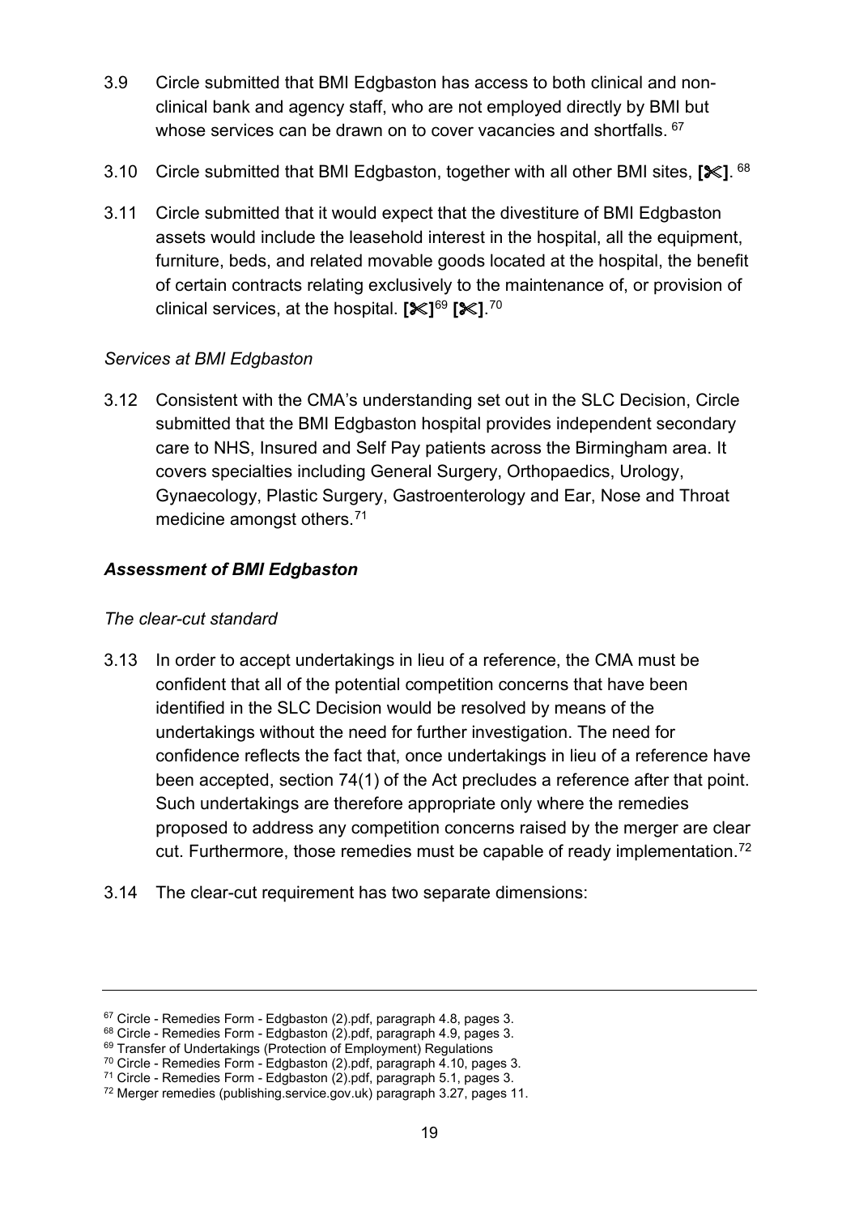3.9 Circle submitted that BMI Edgbaston has access to both clinical and non-clinical bank and agency staff, who are not employed directly by BMI but whose services can be drawn on to cover vacancies and shortfalls. [67]

3.10 Circle submitted that BMI Edgbaston, together with all other BMI sites, **[✂]**. [68]

3.11 Circle submitted that it would expect that the divestiture of BMI Edgbaston assets would include the leasehold interest in the hospital, all the equipment, furniture, beds, and related movable goods located at the hospital, the benefit of certain contracts relating exclusively to the maintenance of, or provision of clinical services, at the hospital. **[✂]**[69] **[✂]**.[70]

*Services at BMI Edgbaston*

3.12 Consistent with the CMA's understanding set out in the SLC Decision, Circle submitted that the BMI Edgbaston hospital provides independent secondary care to NHS, Insured and Self Pay patients across the Birmingham area. It covers specialties including General Surgery, Orthopaedics, Urology, Gynaecology, Plastic Surgery, Gastroenterology and Ear, Nose and Throat medicine amongst others.[71]

***Assessment of BMI Edgbaston***

*The clear-cut standard*

3.13 In order to accept undertakings in lieu of a reference, the CMA must be confident that all of the potential competition concerns that have been identified in the SLC Decision would be resolved by means of the undertakings without the need for further investigation. The need for confidence reflects the fact that, once undertakings in lieu of a reference have been accepted, section 74(1) of the Act precludes a reference after that point. Such undertakings are therefore appropriate only where the remedies proposed to address any competition concerns raised by the merger are clear cut. Furthermore, those remedies must be capable of ready implementation.[72]

3.14 The clear-cut requirement has two separate dimensions:

---

[67] Circle - Remedies Form - Edgbaston (2).pdf, paragraph 4.8, pages 3.

[68] Circle - Remedies Form - Edgbaston (2).pdf, paragraph 4.9, pages 3.

[69] Transfer of Undertakings (Protection of Employment) Regulations

[70] Circle - Remedies Form - Edgbaston (2).pdf, paragraph 4.10, pages 3.

[71] Circle - Remedies Form - Edgbaston (2).pdf, paragraph 5.1, pages 3.

[72] Merger remedies (publishing.service.gov.uk) paragraph 3.27, pages 11.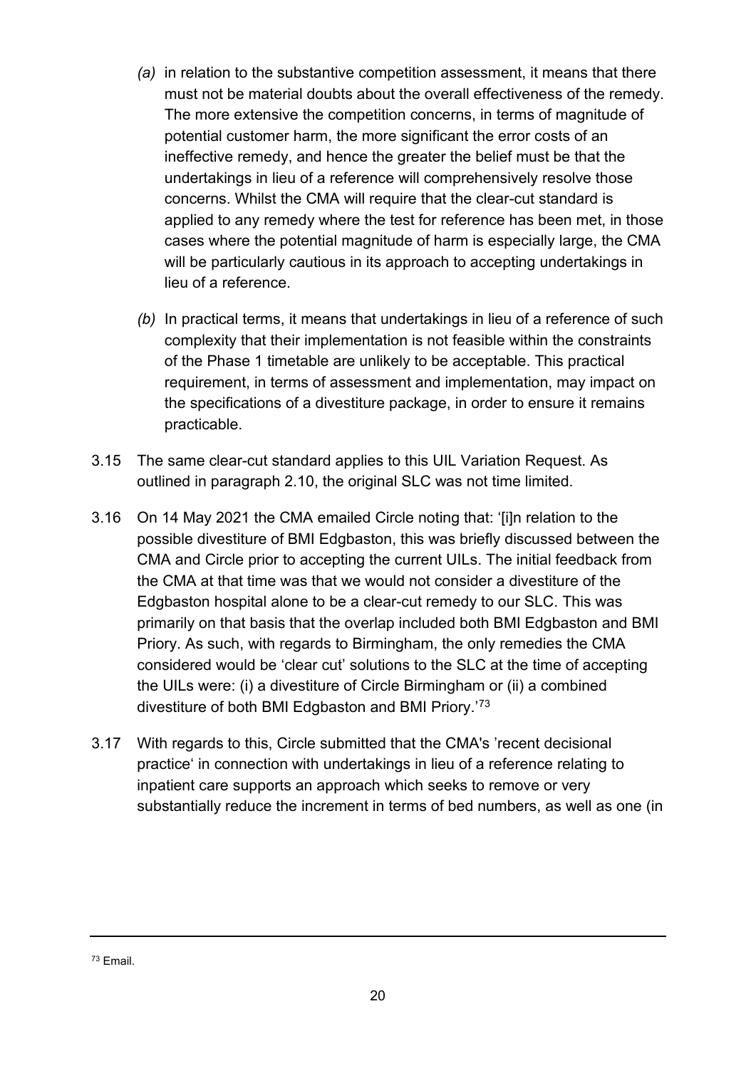*(a)* in relation to the substantive competition assessment, it means that there must not be material doubts about the overall effectiveness of the remedy. The more extensive the competition concerns, in terms of magnitude of potential customer harm, the more significant the error costs of an ineffective remedy, and hence the greater the belief must be that the undertakings in lieu of a reference will comprehensively resolve those concerns. Whilst the CMA will require that the clear-cut standard is applied to any remedy where the test for reference has been met, in those cases where the potential magnitude of harm is especially large, the CMA will be particularly cautious in its approach to accepting undertakings in lieu of a reference.

*(b)* In practical terms, it means that undertakings in lieu of a reference of such complexity that their implementation is not feasible within the constraints of the Phase 1 timetable are unlikely to be acceptable. This practical requirement, in terms of assessment and implementation, may impact on the specifications of a divestiture package, in order to ensure it remains practicable.

3.15 The same clear-cut standard applies to this UIL Variation Request. As outlined in paragraph 2.10, the original SLC was not time limited.

3.16 On 14 May 2021 the CMA emailed Circle noting that: '[i]n relation to the possible divestiture of BMI Edgbaston, this was briefly discussed between the CMA and Circle prior to accepting the current UILs. The initial feedback from the CMA at that time was that we would not consider a divestiture of the Edgbaston hospital alone to be a clear-cut remedy to our SLC. This was primarily on that basis that the overlap included both BMI Edgbaston and BMI Priory. As such, with regards to Birmingham, the only remedies the CMA considered would be 'clear cut' solutions to the SLC at the time of accepting the UILs were: (i) a divestiture of Circle Birmingham or (ii) a combined divestiture of both BMI Edgbaston and BMI Priory.'[73]

3.17 With regards to this, Circle submitted that the CMA's 'recent decisional practice' in connection with undertakings in lieu of a reference relating to inpatient care supports an approach which seeks to remove or very substantially reduce the increment in terms of bed numbers, as well as one (in

---

[73] Email.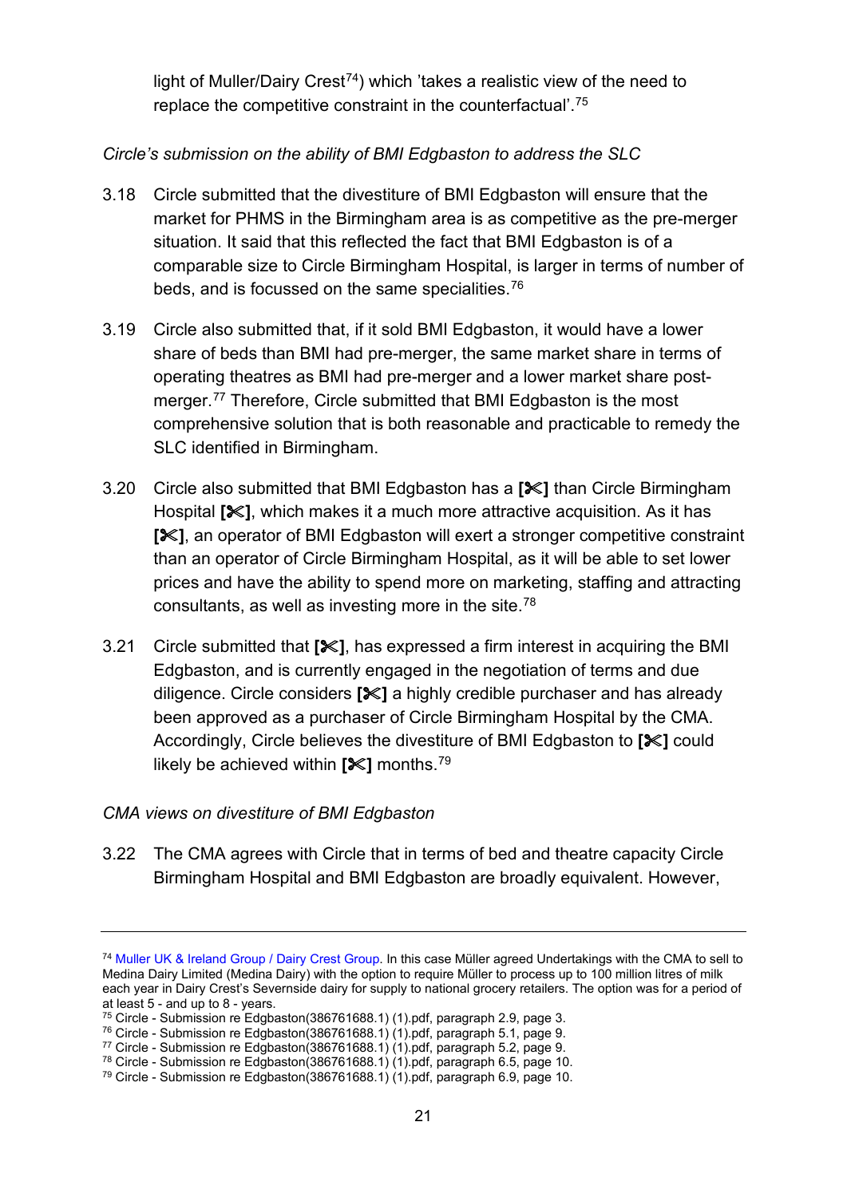light of Muller/Dairy Crest[74]) which 'takes a realistic view of the need to replace the competitive constraint in the counterfactual'.[75]

*Circle's submission on the ability of BMI Edgbaston to address the SLC*

3.18 Circle submitted that the divestiture of BMI Edgbaston will ensure that the market for PHMS in the Birmingham area is as competitive as the pre-merger situation. It said that this reflected the fact that BMI Edgbaston is of a comparable size to Circle Birmingham Hospital, is larger in terms of number of beds, and is focussed on the same specialities.[76]

3.19 Circle also submitted that, if it sold BMI Edgbaston, it would have a lower share of beds than BMI had pre-merger, the same market share in terms of operating theatres as BMI had pre-merger and a lower market share post-merger.[77] Therefore, Circle submitted that BMI Edgbaston is the most comprehensive solution that is both reasonable and practicable to remedy the SLC identified in Birmingham.

3.20 Circle also submitted that BMI Edgbaston has a **[✂]** than Circle Birmingham Hospital **[✂]**, which makes it a much more attractive acquisition. As it has **[✂]**, an operator of BMI Edgbaston will exert a stronger competitive constraint than an operator of Circle Birmingham Hospital, as it will be able to set lower prices and have the ability to spend more on marketing, staffing and attracting consultants, as well as investing more in the site.[78]

3.21 Circle submitted that **[✂]**, has expressed a firm interest in acquiring the BMI Edgbaston, and is currently engaged in the negotiation of terms and due diligence. Circle considers **[✂]** a highly credible purchaser and has already been approved as a purchaser of Circle Birmingham Hospital by the CMA. Accordingly, Circle believes the divestiture of BMI Edgbaston to **[✂]** could likely be achieved within **[✂]** months.[79]

*CMA views on divestiture of BMI Edgbaston*

3.22 The CMA agrees with Circle that in terms of bed and theatre capacity Circle Birmingham Hospital and BMI Edgbaston are broadly equivalent. However,

---

[74] Muller UK & Ireland Group / Dairy Crest Group. In this case Müller agreed Undertakings with the CMA to sell to Medina Dairy Limited (Medina Dairy) with the option to require Müller to process up to 100 million litres of milk each year in Dairy Crest's Severnside dairy for supply to national grocery retailers. The option was for a period of at least 5 - and up to 8 - years.

[75] Circle - Submission re Edgbaston(386761688.1) (1).pdf, paragraph 2.9, page 3.

[76] Circle - Submission re Edgbaston(386761688.1) (1).pdf, paragraph 5.1, page 9.

[77] Circle - Submission re Edgbaston(386761688.1) (1).pdf, paragraph 5.2, page 9.

[78] Circle - Submission re Edgbaston(386761688.1) (1).pdf, paragraph 6.5, page 10.

[79] Circle - Submission re Edgbaston(386761688.1) (1).pdf, paragraph 6.9, page 10.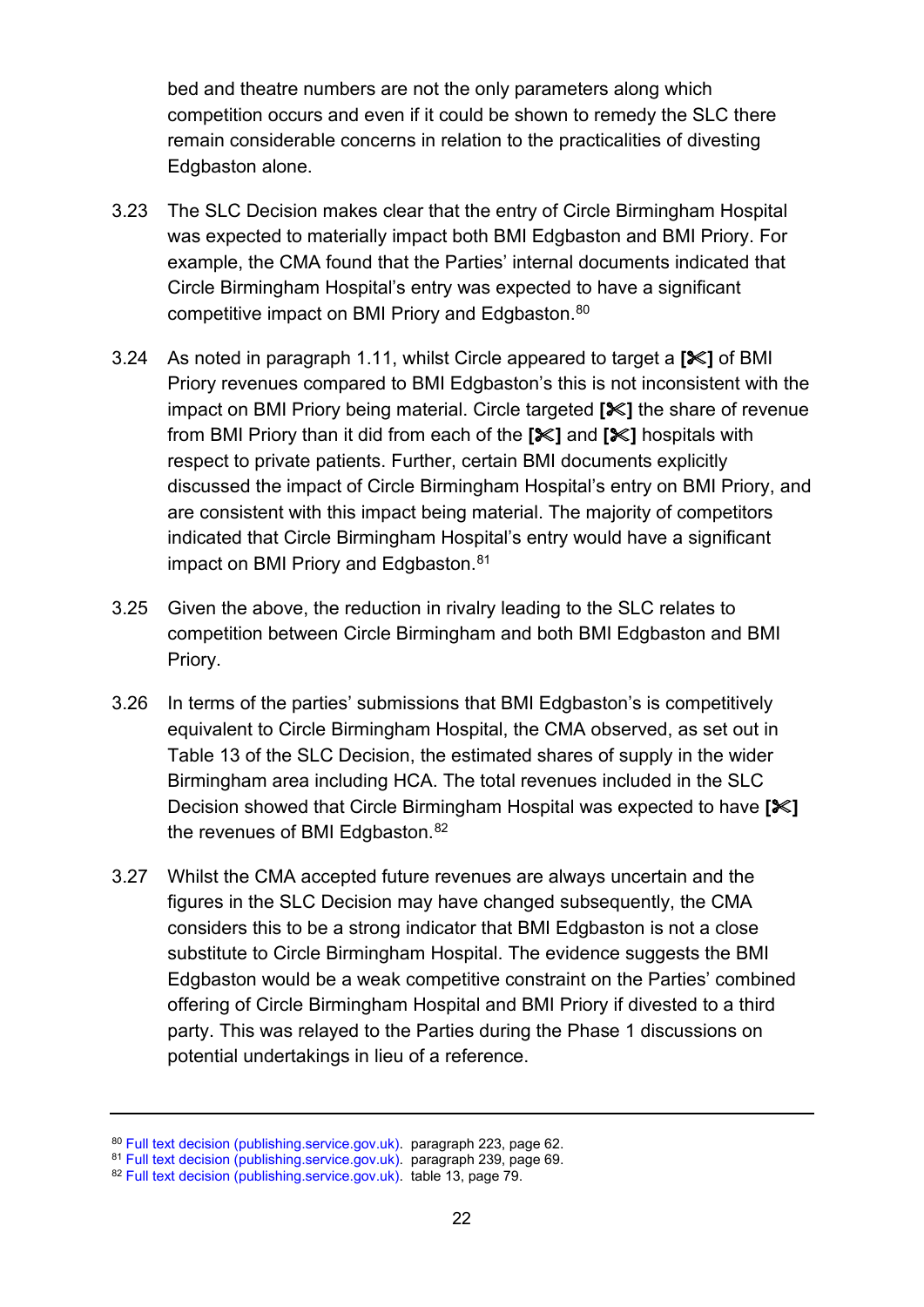bed and theatre numbers are not the only parameters along which competition occurs and even if it could be shown to remedy the SLC there remain considerable concerns in relation to the practicalities of divesting Edgbaston alone.

3.23 The SLC Decision makes clear that the entry of Circle Birmingham Hospital was expected to materially impact both BMI Edgbaston and BMI Priory. For example, the CMA found that the Parties' internal documents indicated that Circle Birmingham Hospital's entry was expected to have a significant competitive impact on BMI Priory and Edgbaston.[80]

3.24 As noted in paragraph 1.11, whilst Circle appeared to target a **[✂]** of BMI Priory revenues compared to BMI Edgbaston's this is not inconsistent with the impact on BMI Priory being material. Circle targeted **[✂]** the share of revenue from BMI Priory than it did from each of the **[✂]** and **[✂]** hospitals with respect to private patients. Further, certain BMI documents explicitly discussed the impact of Circle Birmingham Hospital's entry on BMI Priory, and are consistent with this impact being material. The majority of competitors indicated that Circle Birmingham Hospital's entry would have a significant impact on BMI Priory and Edgbaston.[81]

3.25 Given the above, the reduction in rivalry leading to the SLC relates to competition between Circle Birmingham and both BMI Edgbaston and BMI Priory.

3.26 In terms of the parties' submissions that BMI Edgbaston's is competitively equivalent to Circle Birmingham Hospital, the CMA observed, as set out in Table 13 of the SLC Decision, the estimated shares of supply in the wider Birmingham area including HCA. The total revenues included in the SLC Decision showed that Circle Birmingham Hospital was expected to have **[✂]** the revenues of BMI Edgbaston.[82]

3.27 Whilst the CMA accepted future revenues are always uncertain and the figures in the SLC Decision may have changed subsequently, the CMA considers this to be a strong indicator that BMI Edgbaston is not a close substitute to Circle Birmingham Hospital. The evidence suggests the BMI Edgbaston would be a weak competitive constraint on the Parties' combined offering of Circle Birmingham Hospital and BMI Priory if divested to a third party. This was relayed to the Parties during the Phase 1 discussions on potential undertakings in lieu of a reference.

---

[80] Full text decision (publishing.service.gov.uk). paragraph 223, page 62.

[81] Full text decision (publishing.service.gov.uk). paragraph 239, page 69.

[82] Full text decision (publishing.service.gov.uk). table 13, page 79.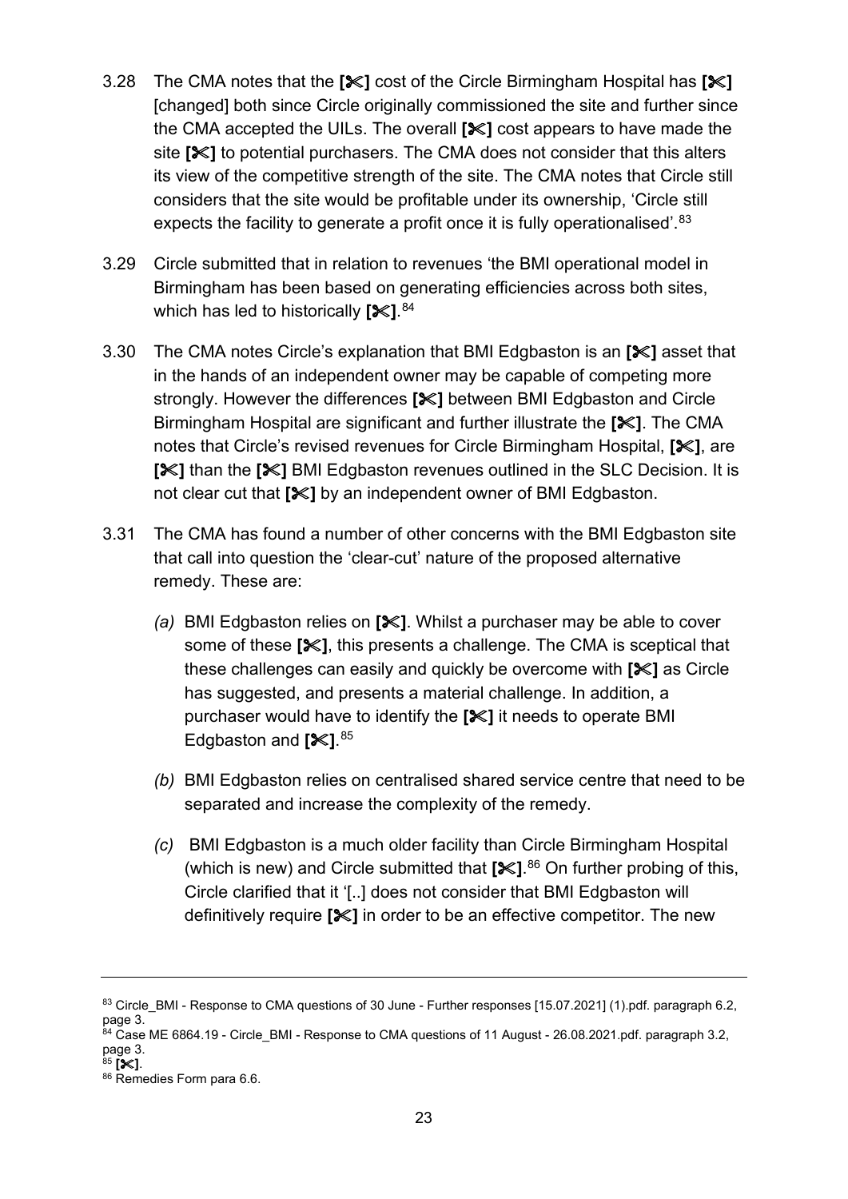3.28 The CMA notes that the **[✂]** cost of the Circle Birmingham Hospital has **[✂]** [changed] both since Circle originally commissioned the site and further since the CMA accepted the UILs. The overall **[✂]** cost appears to have made the site **[✂]** to potential purchasers. The CMA does not consider that this alters its view of the competitive strength of the site. The CMA notes that Circle still considers that the site would be profitable under its ownership, 'Circle still expects the facility to generate a profit once it is fully operationalised'.[83]

3.29 Circle submitted that in relation to revenues 'the BMI operational model in Birmingham has been based on generating efficiencies across both sites, which has led to historically **[✂]**.[84]

3.30 The CMA notes Circle's explanation that BMI Edgbaston is an **[✂]** asset that in the hands of an independent owner may be capable of competing more strongly. However the differences **[✂]** between BMI Edgbaston and Circle Birmingham Hospital are significant and further illustrate the **[✂]**. The CMA notes that Circle's revised revenues for Circle Birmingham Hospital, **[✂]**, are **[✂]** than the **[✂]** BMI Edgbaston revenues outlined in the SLC Decision. It is not clear cut that **[✂]** by an independent owner of BMI Edgbaston.

3.31 The CMA has found a number of other concerns with the BMI Edgbaston site that call into question the 'clear-cut' nature of the proposed alternative remedy. These are:

*(a)* BMI Edgbaston relies on **[✂]**. Whilst a purchaser may be able to cover some of these **[✂]**, this presents a challenge. The CMA is sceptical that these challenges can easily and quickly be overcome with **[✂]** as Circle has suggested, and presents a material challenge. In addition, a purchaser would have to identify the **[✂]** it needs to operate BMI Edgbaston and **[✂]**.[85]

*(b)* BMI Edgbaston relies on centralised shared service centre that need to be separated and increase the complexity of the remedy.

*(c)* BMI Edgbaston is a much older facility than Circle Birmingham Hospital (which is new) and Circle submitted that **[✂]**.[86] On further probing of this, Circle clarified that it '[..] does not consider that BMI Edgbaston will definitively require **[✂]** in order to be an effective competitor. The new

---

[83] Circle_BMI - Response to CMA questions of 30 June - Further responses [15.07.2021] (1).pdf. paragraph 6.2, page 3.

[84] Case ME 6864.19 - Circle_BMI - Response to CMA questions of 11 August - 26.08.2021.pdf. paragraph 3.2, page 3.

[85] **[✂]**.

[86] Remedies Form para 6.6.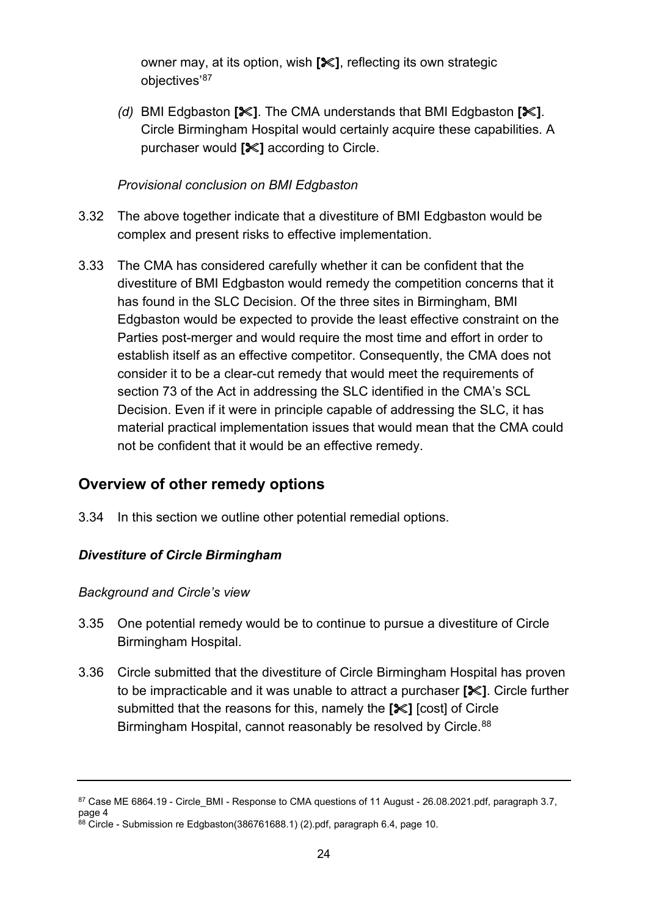owner may, at its option, wish **[✂]**, reflecting its own strategic objectives'[87]

*(d)* BMI Edgbaston **[✂]**. The CMA understands that BMI Edgbaston **[✂]**. Circle Birmingham Hospital would certainly acquire these capabilities. A purchaser would **[✂]** according to Circle.

*Provisional conclusion on BMI Edgbaston*

3.32 The above together indicate that a divestiture of BMI Edgbaston would be complex and present risks to effective implementation.

3.33 The CMA has considered carefully whether it can be confident that the divestiture of BMI Edgbaston would remedy the competition concerns that it has found in the SLC Decision. Of the three sites in Birmingham, BMI Edgbaston would be expected to provide the least effective constraint on the Parties post-merger and would require the most time and effort in order to establish itself as an effective competitor. Consequently, the CMA does not consider it to be a clear-cut remedy that would meet the requirements of section 73 of the Act in addressing the SLC identified in the CMA's SCL Decision. Even if it were in principle capable of addressing the SLC, it has material practical implementation issues that would mean that the CMA could not be confident that it would be an effective remedy.

## Overview of other remedy options

3.34 In this section we outline other potential remedial options.

### *Divestiture of Circle Birmingham*

*Background and Circle's view*

3.35 One potential remedy would be to continue to pursue a divestiture of Circle Birmingham Hospital.

3.36 Circle submitted that the divestiture of Circle Birmingham Hospital has proven to be impracticable and it was unable to attract a purchaser **[✂]**. Circle further submitted that the reasons for this, namely the **[✂]** [cost] of Circle Birmingham Hospital, cannot reasonably be resolved by Circle.[88]

---

[87] Case ME 6864.19 - Circle_BMI - Response to CMA questions of 11 August - 26.08.2021.pdf, paragraph 3.7, page 4

[88] Circle - Submission re Edgbaston(386761688.1) (2).pdf, paragraph 6.4, page 10.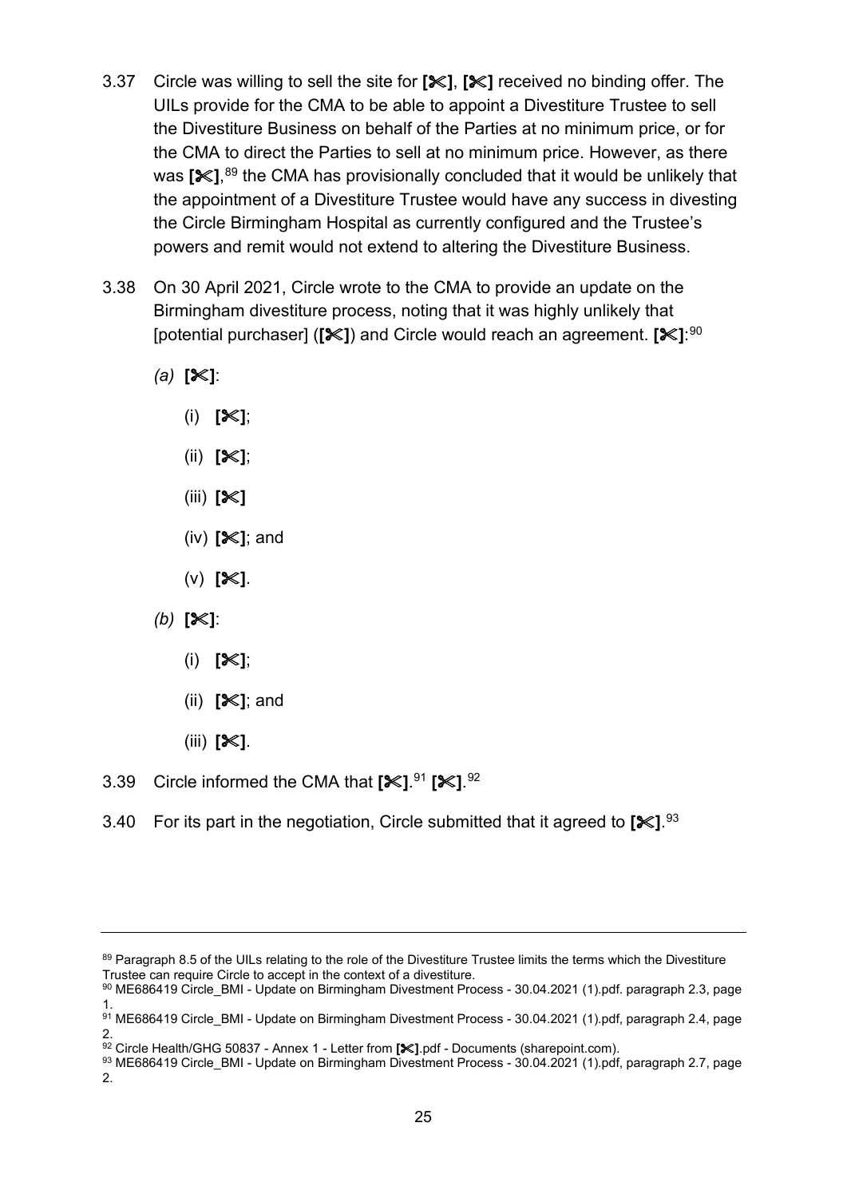3.37 Circle was willing to sell the site for **[✂]**, **[✂]** received no binding offer. The UILs provide for the CMA to be able to appoint a Divestiture Trustee to sell the Divestiture Business on behalf of the Parties at no minimum price, or for the CMA to direct the Parties to sell at no minimum price. However, as there was **[✂]**,[89] the CMA has provisionally concluded that it would be unlikely that the appointment of a Divestiture Trustee would have any success in divesting the Circle Birmingham Hospital as currently configured and the Trustee's powers and remit would not extend to altering the Divestiture Business.

3.38 On 30 April 2021, Circle wrote to the CMA to provide an update on the Birmingham divestiture process, noting that it was highly unlikely that [potential purchaser] (**[✂]**) and Circle would reach an agreement. **[✂]**:[90]

- *(a)* **[✂]**:
  - (i) **[✂]**;
  - (ii) **[✂]**;
  - (iii) **[✂]**
  - (iv) **[✂]**; and
  - (v) **[✂]**.
- *(b)* **[✂]**:
  - (i) **[✂]**;
  - (ii) **[✂]**; and
  - (iii) **[✂]**.

3.39 Circle informed the CMA that **[✂]**.[91] **[✂]**.[92]

3.40 For its part in the negotiation, Circle submitted that it agreed to **[✂]**.[93]

---

[89] Paragraph 8.5 of the UILs relating to the role of the Divestiture Trustee limits the terms which the Divestiture Trustee can require Circle to accept in the context of a divestiture.

[90] ME686419 Circle_BMI - Update on Birmingham Divestment Process - 30.04.2021 (1).pdf. paragraph 2.3, page 1.

[91] ME686419 Circle_BMI - Update on Birmingham Divestment Process - 30.04.2021 (1).pdf, paragraph 2.4, page 2.

[92] Circle Health/GHG 50837 - Annex 1 - Letter from **[✂]**.pdf - Documents (sharepoint.com).

[93] ME686419 Circle_BMI - Update on Birmingham Divestment Process - 30.04.2021 (1).pdf, paragraph 2.7, page 2.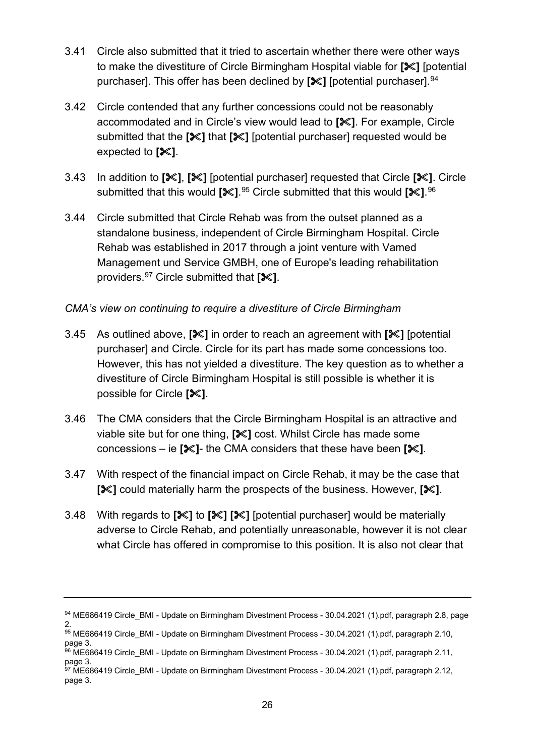3.41 Circle also submitted that it tried to ascertain whether there were other ways to make the divestiture of Circle Birmingham Hospital viable for **[✂]** [potential purchaser]. This offer has been declined by **[✂]** [potential purchaser].[94]

3.42 Circle contended that any further concessions could not be reasonably accommodated and in Circle's view would lead to **[✂]**. For example, Circle submitted that the **[✂]** that **[✂]** [potential purchaser] requested would be expected to **[✂]**.

3.43 In addition to **[✂]**, **[✂]** [potential purchaser] requested that Circle **[✂]**. Circle submitted that this would **[✂]**.[95] Circle submitted that this would **[✂]**.[96]

3.44 Circle submitted that Circle Rehab was from the outset planned as a standalone business, independent of Circle Birmingham Hospital. Circle Rehab was established in 2017 through a joint venture with Vamed Management und Service GMBH, one of Europe's leading rehabilitation providers.[97] Circle submitted that **[✂]**.

*CMA's view on continuing to require a divestiture of Circle Birmingham*

3.45 As outlined above, **[✂]** in order to reach an agreement with **[✂]** [potential purchaser] and Circle. Circle for its part has made some concessions too. However, this has not yielded a divestiture. The key question as to whether a divestiture of Circle Birmingham Hospital is still possible is whether it is possible for Circle **[✂]**.

3.46 The CMA considers that the Circle Birmingham Hospital is an attractive and viable site but for one thing, **[✂]** cost. Whilst Circle has made some concessions – ie **[✂]**- the CMA considers that these have been **[✂]**.

3.47 With respect of the financial impact on Circle Rehab, it may be the case that **[✂]** could materially harm the prospects of the business. However, **[✂]**.

3.48 With regards to **[✂]** to **[✂]** **[✂]** [potential purchaser] would be materially adverse to Circle Rehab, and potentially unreasonable, however it is not clear what Circle has offered in compromise to this position. It is also not clear that

---

[94] ME686419 Circle_BMI - Update on Birmingham Divestment Process - 30.04.2021 (1).pdf, paragraph 2.8, page 2.

[95] ME686419 Circle_BMI - Update on Birmingham Divestment Process - 30.04.2021 (1).pdf, paragraph 2.10, page 3.

[96] ME686419 Circle_BMI - Update on Birmingham Divestment Process - 30.04.2021 (1).pdf, paragraph 2.11, page 3.

[97] ME686419 Circle_BMI - Update on Birmingham Divestment Process - 30.04.2021 (1).pdf, paragraph 2.12, page 3.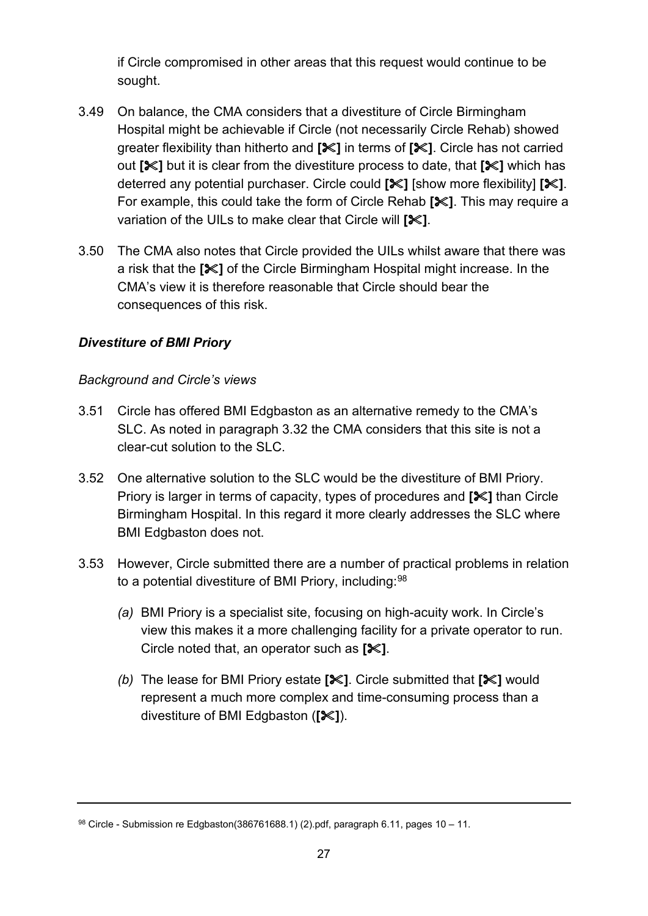if Circle compromised in other areas that this request would continue to be sought.

3.49 On balance, the CMA considers that a divestiture of Circle Birmingham Hospital might be achievable if Circle (not necessarily Circle Rehab) showed greater flexibility than hitherto and **[✂]** in terms of **[✂]**. Circle has not carried out **[✂]** but it is clear from the divestiture process to date, that **[✂]** which has deterred any potential purchaser. Circle could **[✂]** [show more flexibility] **[✂]**. For example, this could take the form of Circle Rehab **[✂]**. This may require a variation of the UILs to make clear that Circle will **[✂]**.

3.50 The CMA also notes that Circle provided the UILs whilst aware that there was a risk that the **[✂]** of the Circle Birmingham Hospital might increase. In the CMA's view it is therefore reasonable that Circle should bear the consequences of this risk.

### ***Divestiture of BMI Priory***

*Background and Circle's views*

3.51 Circle has offered BMI Edgbaston as an alternative remedy to the CMA's SLC. As noted in paragraph 3.32 the CMA considers that this site is not a clear-cut solution to the SLC.

3.52 One alternative solution to the SLC would be the divestiture of BMI Priory. Priory is larger in terms of capacity, types of procedures and **[✂]** than Circle Birmingham Hospital. In this regard it more clearly addresses the SLC where BMI Edgbaston does not.

3.53 However, Circle submitted there are a number of practical problems in relation to a potential divestiture of BMI Priory, including:[98]

- *(a)* BMI Priory is a specialist site, focusing on high-acuity work. In Circle's view this makes it a more challenging facility for a private operator to run. Circle noted that, an operator such as **[✂]**.
- *(b)* The lease for BMI Priory estate **[✂]**. Circle submitted that **[✂]** would represent a much more complex and time-consuming process than a divestiture of BMI Edgbaston (**[✂]**).

---

[98] Circle - Submission re Edgbaston(386761688.1) (2).pdf, paragraph 6.11, pages 10 – 11.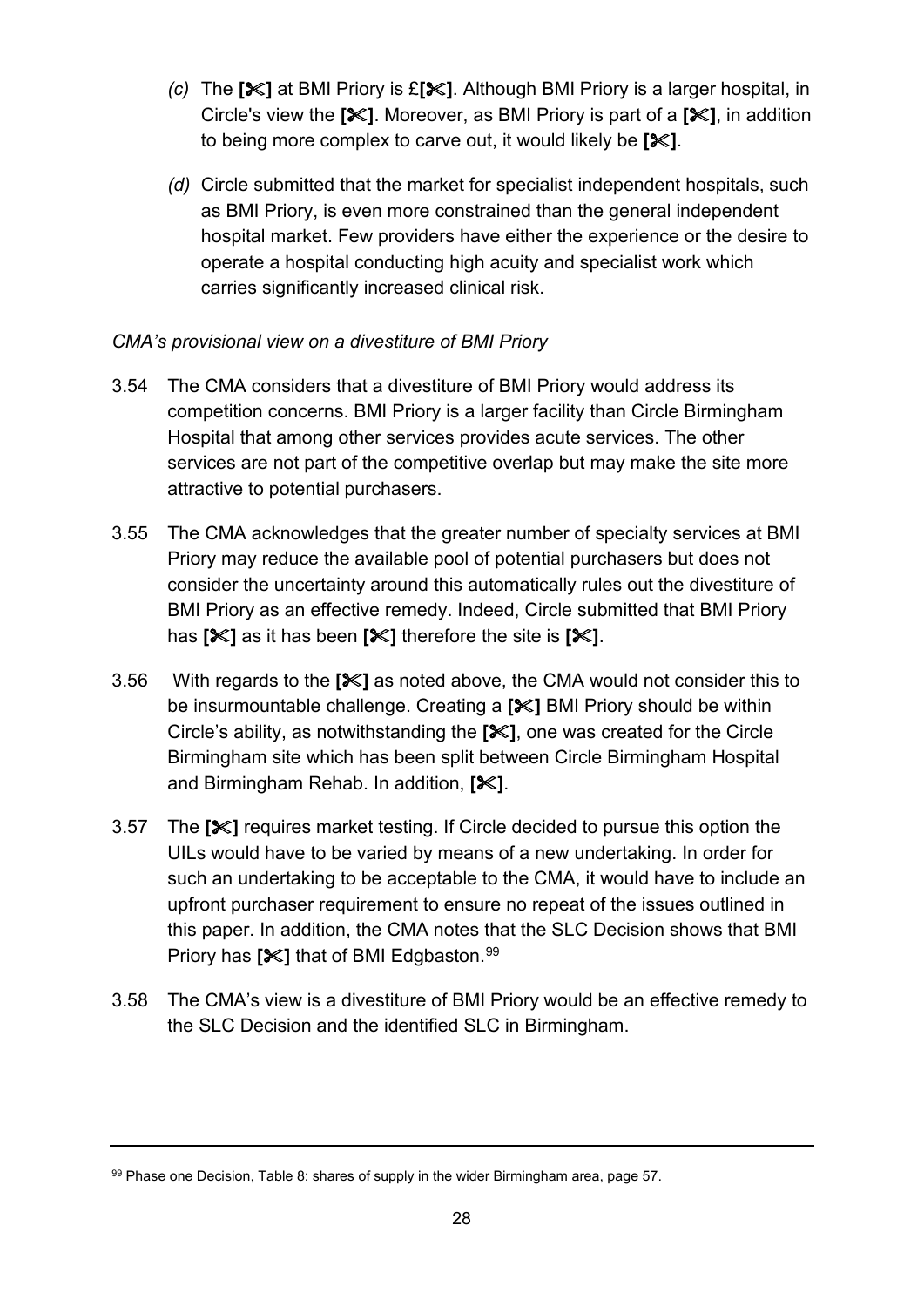(c) The **[✂]** at BMI Priory is £**[✂]**. Although BMI Priory is a larger hospital, in Circle's view the **[✂]**. Moreover, as BMI Priory is part of a **[✂]**, in addition to being more complex to carve out, it would likely be **[✂]**.

(d) Circle submitted that the market for specialist independent hospitals, such as BMI Priory, is even more constrained than the general independent hospital market. Few providers have either the experience or the desire to operate a hospital conducting high acuity and specialist work which carries significantly increased clinical risk.

*CMA's provisional view on a divestiture of BMI Priory*

3.54 The CMA considers that a divestiture of BMI Priory would address its competition concerns. BMI Priory is a larger facility than Circle Birmingham Hospital that among other services provides acute services. The other services are not part of the competitive overlap but may make the site more attractive to potential purchasers.

3.55 The CMA acknowledges that the greater number of specialty services at BMI Priory may reduce the available pool of potential purchasers but does not consider the uncertainty around this automatically rules out the divestiture of BMI Priory as an effective remedy. Indeed, Circle submitted that BMI Priory has **[✂]** as it has been **[✂]** therefore the site is **[✂]**.

3.56 With regards to the **[✂]** as noted above, the CMA would not consider this to be insurmountable challenge. Creating a **[✂]** BMI Priory should be within Circle's ability, as notwithstanding the **[✂]**, one was created for the Circle Birmingham site which has been split between Circle Birmingham Hospital and Birmingham Rehab. In addition, **[✂]**.

3.57 The **[✂]** requires market testing. If Circle decided to pursue this option the UILs would have to be varied by means of a new undertaking. In order for such an undertaking to be acceptable to the CMA, it would have to include an upfront purchaser requirement to ensure no repeat of the issues outlined in this paper. In addition, the CMA notes that the SLC Decision shows that BMI Priory has **[✂]** that of BMI Edgbaston.[99]

3.58 The CMA's view is a divestiture of BMI Priory would be an effective remedy to the SLC Decision and the identified SLC in Birmingham.

---

[99] Phase one Decision, Table 8: shares of supply in the wider Birmingham area, page 57.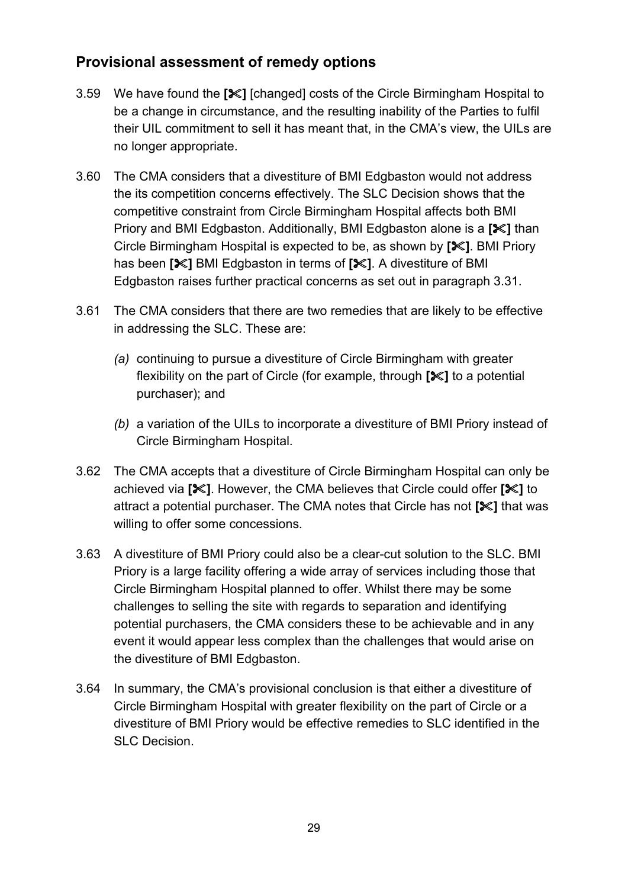## Provisional assessment of remedy options

3.59 We have found the **[✂]** [changed] costs of the Circle Birmingham Hospital to be a change in circumstance, and the resulting inability of the Parties to fulfil their UIL commitment to sell it has meant that, in the CMA's view, the UILs are no longer appropriate.

3.60 The CMA considers that a divestiture of BMI Edgbaston would not address the its competition concerns effectively. The SLC Decision shows that the competitive constraint from Circle Birmingham Hospital affects both BMI Priory and BMI Edgbaston. Additionally, BMI Edgbaston alone is a **[✂]** than Circle Birmingham Hospital is expected to be, as shown by **[✂]**. BMI Priory has been **[✂]** BMI Edgbaston in terms of **[✂]**. A divestiture of BMI Edgbaston raises further practical concerns as set out in paragraph 3.31.

3.61 The CMA considers that there are two remedies that are likely to be effective in addressing the SLC. These are:

*(a)* continuing to pursue a divestiture of Circle Birmingham with greater flexibility on the part of Circle (for example, through **[✂]** to a potential purchaser); and

*(b)* a variation of the UILs to incorporate a divestiture of BMI Priory instead of Circle Birmingham Hospital.

3.62 The CMA accepts that a divestiture of Circle Birmingham Hospital can only be achieved via **[✂]**. However, the CMA believes that Circle could offer **[✂]** to attract a potential purchaser. The CMA notes that Circle has not **[✂]** that was willing to offer some concessions.

3.63 A divestiture of BMI Priory could also be a clear-cut solution to the SLC. BMI Priory is a large facility offering a wide array of services including those that Circle Birmingham Hospital planned to offer. Whilst there may be some challenges to selling the site with regards to separation and identifying potential purchasers, the CMA considers these to be achievable and in any event it would appear less complex than the challenges that would arise on the divestiture of BMI Edgbaston.

3.64 In summary, the CMA's provisional conclusion is that either a divestiture of Circle Birmingham Hospital with greater flexibility on the part of Circle or a divestiture of BMI Priory would be effective remedies to SLC identified in the SLC Decision.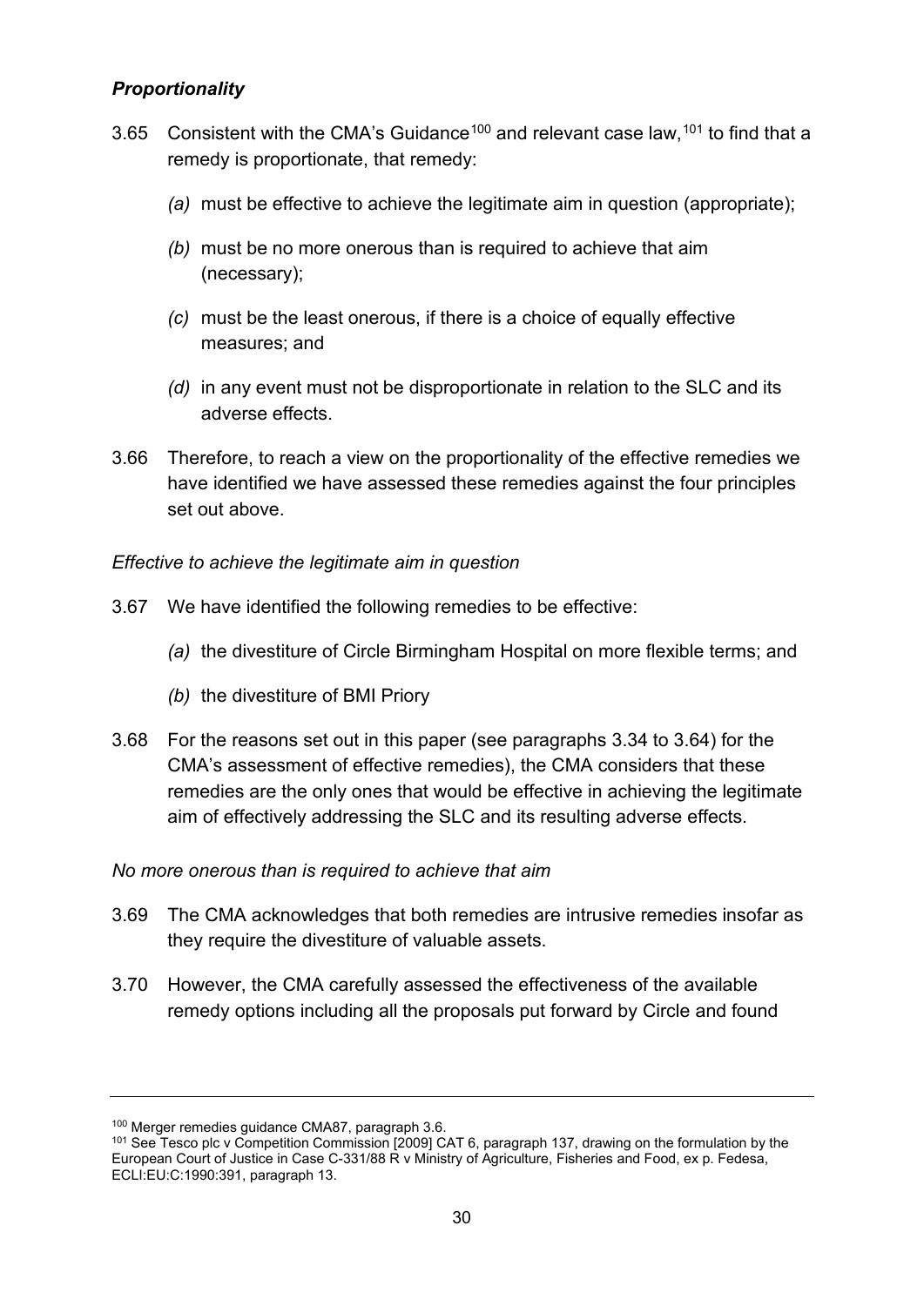### *Proportionality*

3.65 Consistent with the CMA's Guidance[100] and relevant case law,[101] to find that a remedy is proportionate, that remedy:

*(a)* must be effective to achieve the legitimate aim in question (appropriate);

*(b)* must be no more onerous than is required to achieve that aim (necessary);

*(c)* must be the least onerous, if there is a choice of equally effective measures; and

*(d)* in any event must not be disproportionate in relation to the SLC and its adverse effects.

3.66 Therefore, to reach a view on the proportionality of the effective remedies we have identified we have assessed these remedies against the four principles set out above.

*Effective to achieve the legitimate aim in question*

3.67 We have identified the following remedies to be effective:

*(a)* the divestiture of Circle Birmingham Hospital on more flexible terms; and

*(b)* the divestiture of BMI Priory

3.68 For the reasons set out in this paper (see paragraphs 3.34 to 3.64) for the CMA's assessment of effective remedies), the CMA considers that these remedies are the only ones that would be effective in achieving the legitimate aim of effectively addressing the SLC and its resulting adverse effects.

*No more onerous than is required to achieve that aim*

3.69 The CMA acknowledges that both remedies are intrusive remedies insofar as they require the divestiture of valuable assets.

3.70 However, the CMA carefully assessed the effectiveness of the available remedy options including all the proposals put forward by Circle and found

---

[100] Merger remedies guidance CMA87, paragraph 3.6.

[101] See Tesco plc v Competition Commission [2009] CAT 6, paragraph 137, drawing on the formulation by the European Court of Justice in Case C-331/88 R v Ministry of Agriculture, Fisheries and Food, ex p. Fedesa, ECLI:EU:C:1990:391, paragraph 13.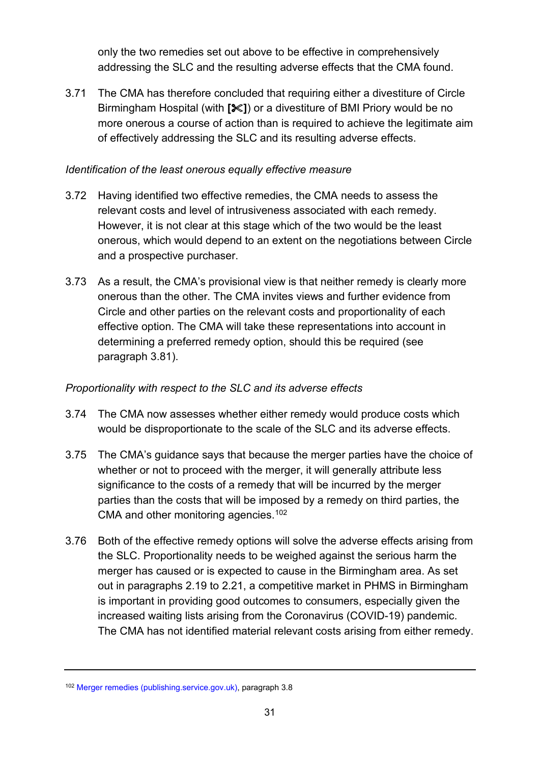only the two remedies set out above to be effective in comprehensively addressing the SLC and the resulting adverse effects that the CMA found.

3.71 The CMA has therefore concluded that requiring either a divestiture of Circle Birmingham Hospital (with [✂]) or a divestiture of BMI Priory would be no more onerous a course of action than is required to achieve the legitimate aim of effectively addressing the SLC and its resulting adverse effects.

*Identification of the least onerous equally effective measure*

3.72 Having identified two effective remedies, the CMA needs to assess the relevant costs and level of intrusiveness associated with each remedy. However, it is not clear at this stage which of the two would be the least onerous, which would depend to an extent on the negotiations between Circle and a prospective purchaser.

3.73 As a result, the CMA's provisional view is that neither remedy is clearly more onerous than the other. The CMA invites views and further evidence from Circle and other parties on the relevant costs and proportionality of each effective option. The CMA will take these representations into account in determining a preferred remedy option, should this be required (see paragraph 3.81).

*Proportionality with respect to the SLC and its adverse effects*

3.74 The CMA now assesses whether either remedy would produce costs which would be disproportionate to the scale of the SLC and its adverse effects.

3.75 The CMA's guidance says that because the merger parties have the choice of whether or not to proceed with the merger, it will generally attribute less significance to the costs of a remedy that will be incurred by the merger parties than the costs that will be imposed by a remedy on third parties, the CMA and other monitoring agencies.[102]

3.76 Both of the effective remedy options will solve the adverse effects arising from the SLC. Proportionality needs to be weighed against the serious harm the merger has caused or is expected to cause in the Birmingham area. As set out in paragraphs 2.19 to 2.21, a competitive market in PHMS in Birmingham is important in providing good outcomes to consumers, especially given the increased waiting lists arising from the Coronavirus (COVID-19) pandemic. The CMA has not identified material relevant costs arising from either remedy.

---

[102] Merger remedies (publishing.service.gov.uk), paragraph 3.8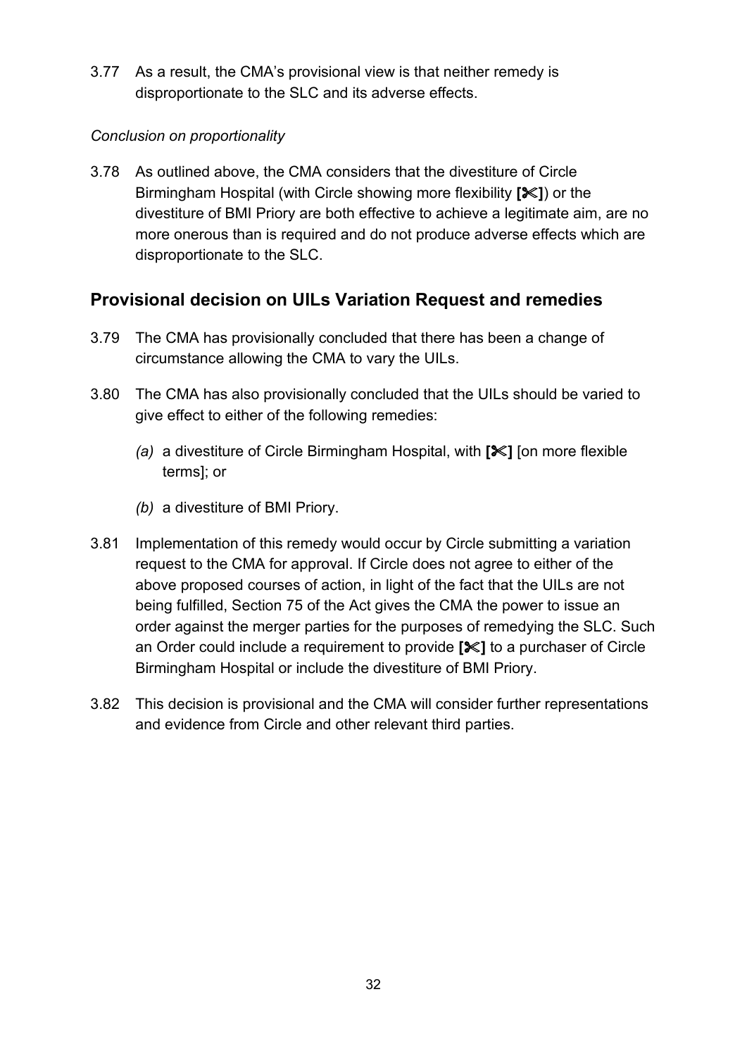3.77 As a result, the CMA's provisional view is that neither remedy is disproportionate to the SLC and its adverse effects.

*Conclusion on proportionality*

3.78 As outlined above, the CMA considers that the divestiture of Circle Birmingham Hospital (with Circle showing more flexibility **[✂]**) or the divestiture of BMI Priory are both effective to achieve a legitimate aim, are no more onerous than is required and do not produce adverse effects which are disproportionate to the SLC.

## Provisional decision on UILs Variation Request and remedies

3.79 The CMA has provisionally concluded that there has been a change of circumstance allowing the CMA to vary the UILs.

3.80 The CMA has also provisionally concluded that the UILs should be varied to give effect to either of the following remedies:

*(a)* a divestiture of Circle Birmingham Hospital, with **[✂]** [on more flexible terms]; or

*(b)* a divestiture of BMI Priory.

3.81 Implementation of this remedy would occur by Circle submitting a variation request to the CMA for approval. If Circle does not agree to either of the above proposed courses of action, in light of the fact that the UILs are not being fulfilled, Section 75 of the Act gives the CMA the power to issue an order against the merger parties for the purposes of remedying the SLC. Such an Order could include a requirement to provide **[✂]** to a purchaser of Circle Birmingham Hospital or include the divestiture of BMI Priory.

3.82 This decision is provisional and the CMA will consider further representations and evidence from Circle and other relevant third parties.